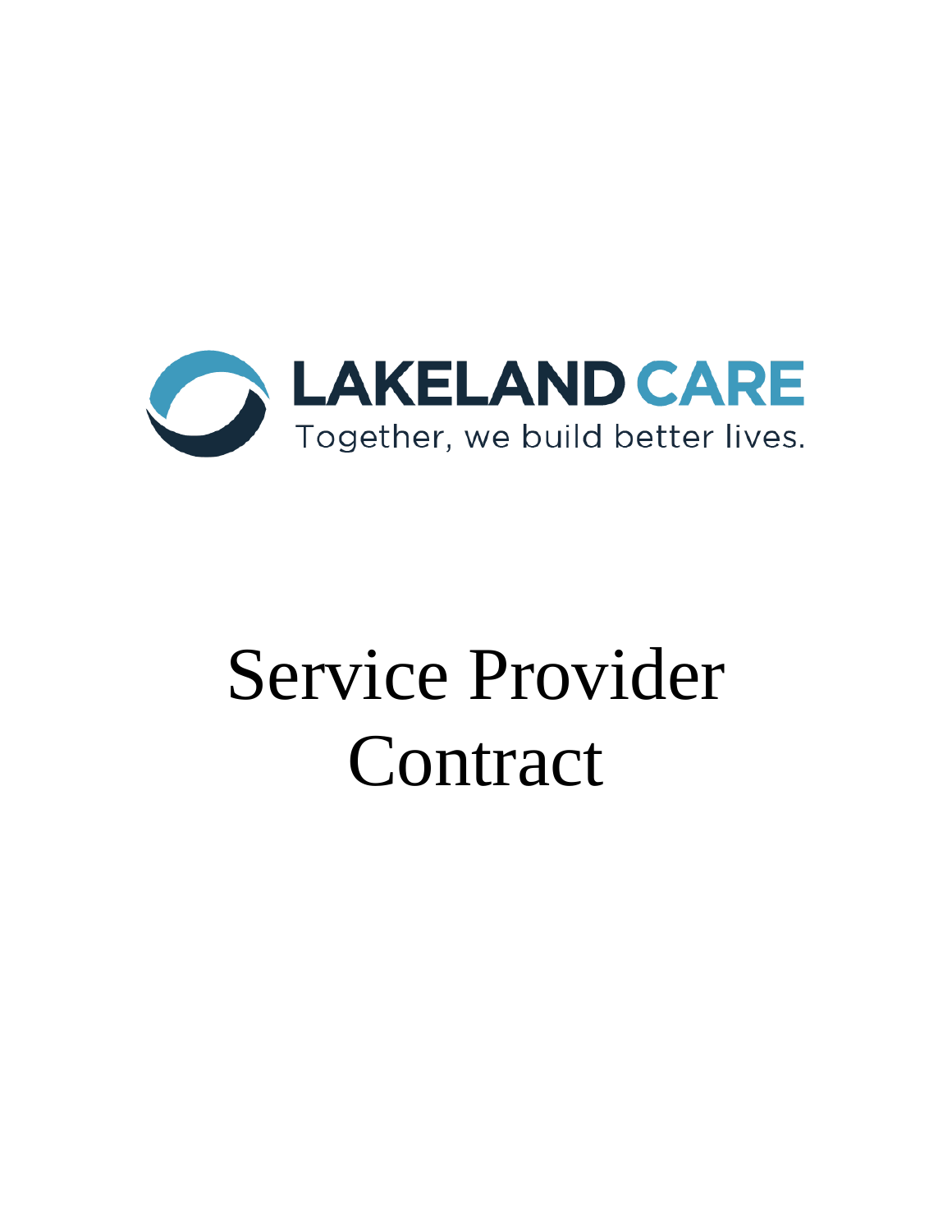LAKELAND CARE

Together, we build better lives.

# Service Provider Contract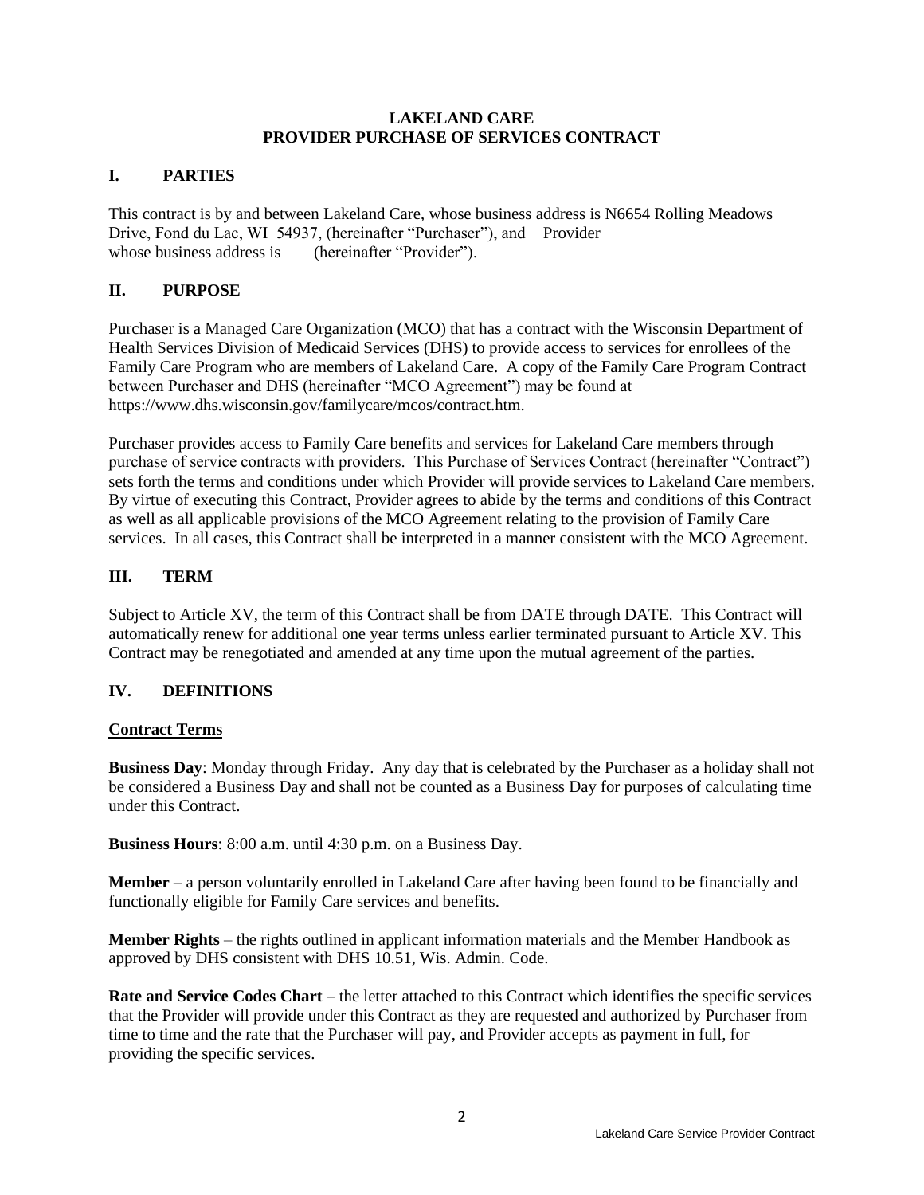**LAKELAND CARE**
**PROVIDER PURCHASE OF SERVICES CONTRACT**

## I. PARTIES

This contract is by and between Lakeland Care, whose business address is N6654 Rolling Meadows Drive, Fond du Lac, WI 54937, (hereinafter "Purchaser"), and Provider whose business address is (hereinafter "Provider").

## II. PURPOSE

Purchaser is a Managed Care Organization (MCO) that has a contract with the Wisconsin Department of Health Services Division of Medicaid Services (DHS) to provide access to services for enrollees of the Family Care Program who are members of Lakeland Care. A copy of the Family Care Program Contract between Purchaser and DHS (hereinafter "MCO Agreement") may be found at https://www.dhs.wisconsin.gov/familycare/mcos/contract.htm.

Purchaser provides access to Family Care benefits and services for Lakeland Care members through purchase of service contracts with providers. This Purchase of Services Contract (hereinafter "Contract") sets forth the terms and conditions under which Provider will provide services to Lakeland Care members. By virtue of executing this Contract, Provider agrees to abide by the terms and conditions of this Contract as well as all applicable provisions of the MCO Agreement relating to the provision of Family Care services. In all cases, this Contract shall be interpreted in a manner consistent with the MCO Agreement.

## III. TERM

Subject to Article XV, the term of this Contract shall be from DATE through DATE. This Contract will automatically renew for additional one year terms unless earlier terminated pursuant to Article XV. This Contract may be renegotiated and amended at any time upon the mutual agreement of the parties.

## IV. DEFINITIONS

**Contract Terms**

**Business Day**: Monday through Friday. Any day that is celebrated by the Purchaser as a holiday shall not be considered a Business Day and shall not be counted as a Business Day for purposes of calculating time under this Contract.

**Business Hours**: 8:00 a.m. until 4:30 p.m. on a Business Day.

**Member** – a person voluntarily enrolled in Lakeland Care after having been found to be financially and functionally eligible for Family Care services and benefits.

**Member Rights** – the rights outlined in applicant information materials and the Member Handbook as approved by DHS consistent with DHS 10.51, Wis. Admin. Code.

**Rate and Service Codes Chart** – the letter attached to this Contract which identifies the specific services that the Provider will provide under this Contract as they are requested and authorized by Purchaser from time to time and the rate that the Purchaser will pay, and Provider accepts as payment in full, for providing the specific services.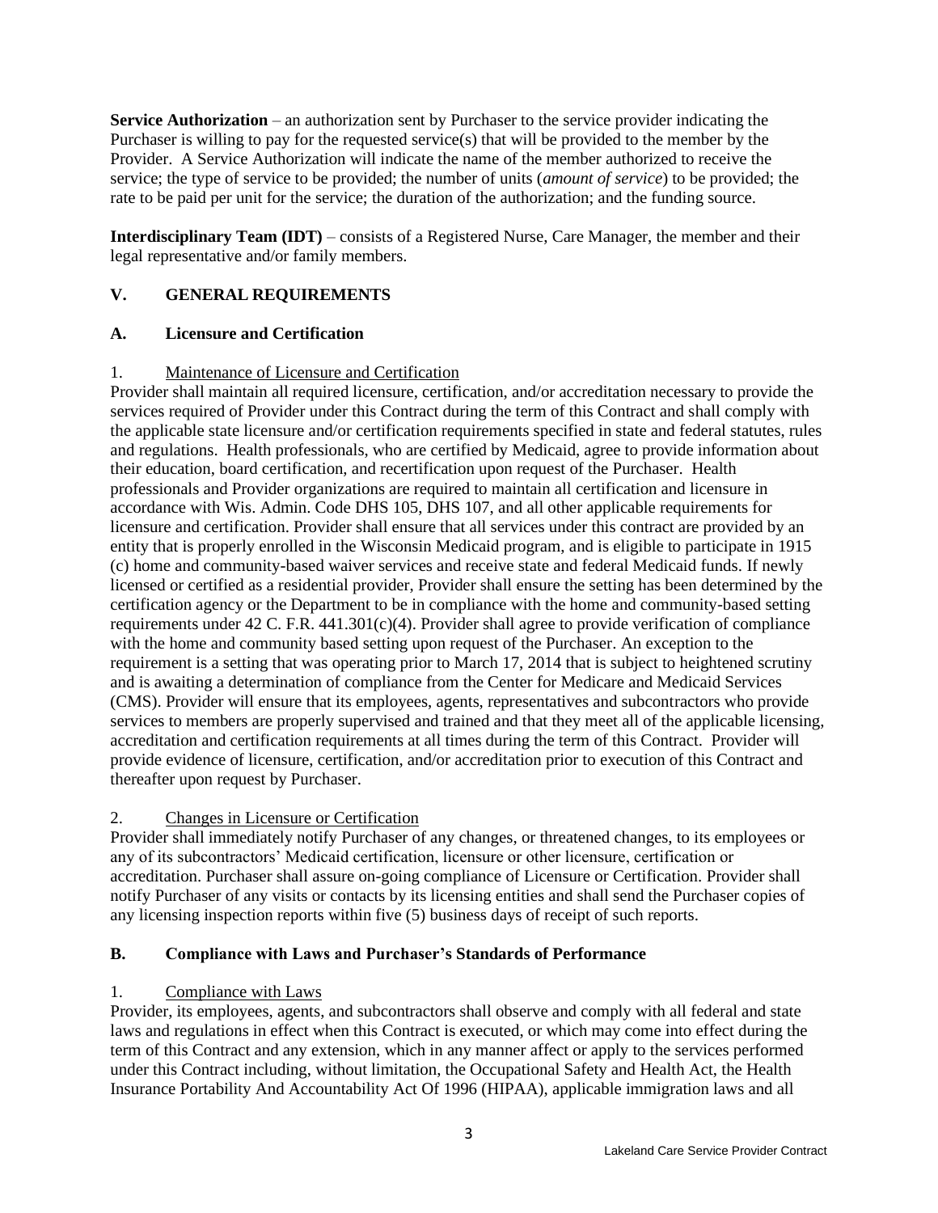**Service Authorization** – an authorization sent by Purchaser to the service provider indicating the Purchaser is willing to pay for the requested service(s) that will be provided to the member by the Provider. A Service Authorization will indicate the name of the member authorized to receive the service; the type of service to be provided; the number of units (*amount of service*) to be provided; the rate to be paid per unit for the service; the duration of the authorization; and the funding source.

**Interdisciplinary Team (IDT)** – consists of a Registered Nurse, Care Manager, the member and their legal representative and/or family members.

## V. GENERAL REQUIREMENTS

### A. Licensure and Certification

1. Maintenance of Licensure and Certification

Provider shall maintain all required licensure, certification, and/or accreditation necessary to provide the services required of Provider under this Contract during the term of this Contract and shall comply with the applicable state licensure and/or certification requirements specified in state and federal statutes, rules and regulations. Health professionals, who are certified by Medicaid, agree to provide information about their education, board certification, and recertification upon request of the Purchaser. Health professionals and Provider organizations are required to maintain all certification and licensure in accordance with Wis. Admin. Code DHS 105, DHS 107, and all other applicable requirements for licensure and certification. Provider shall ensure that all services under this contract are provided by an entity that is properly enrolled in the Wisconsin Medicaid program, and is eligible to participate in 1915 (c) home and community-based waiver services and receive state and federal Medicaid funds. If newly licensed or certified as a residential provider, Provider shall ensure the setting has been determined by the certification agency or the Department to be in compliance with the home and community-based setting requirements under 42 C. F.R. 441.301(c)(4). Provider shall agree to provide verification of compliance with the home and community based setting upon request of the Purchaser. An exception to the requirement is a setting that was operating prior to March 17, 2014 that is subject to heightened scrutiny and is awaiting a determination of compliance from the Center for Medicare and Medicaid Services (CMS). Provider will ensure that its employees, agents, representatives and subcontractors who provide services to members are properly supervised and trained and that they meet all of the applicable licensing, accreditation and certification requirements at all times during the term of this Contract. Provider will provide evidence of licensure, certification, and/or accreditation prior to execution of this Contract and thereafter upon request by Purchaser.

2. Changes in Licensure or Certification

Provider shall immediately notify Purchaser of any changes, or threatened changes, to its employees or any of its subcontractors' Medicaid certification, licensure or other licensure, certification or accreditation. Purchaser shall assure on-going compliance of Licensure or Certification. Provider shall notify Purchaser of any visits or contacts by its licensing entities and shall send the Purchaser copies of any licensing inspection reports within five (5) business days of receipt of such reports.

### B. Compliance with Laws and Purchaser's Standards of Performance

1. Compliance with Laws

Provider, its employees, agents, and subcontractors shall observe and comply with all federal and state laws and regulations in effect when this Contract is executed, or which may come into effect during the term of this Contract and any extension, which in any manner affect or apply to the services performed under this Contract including, without limitation, the Occupational Safety and Health Act, the Health Insurance Portability And Accountability Act Of 1996 (HIPAA), applicable immigration laws and all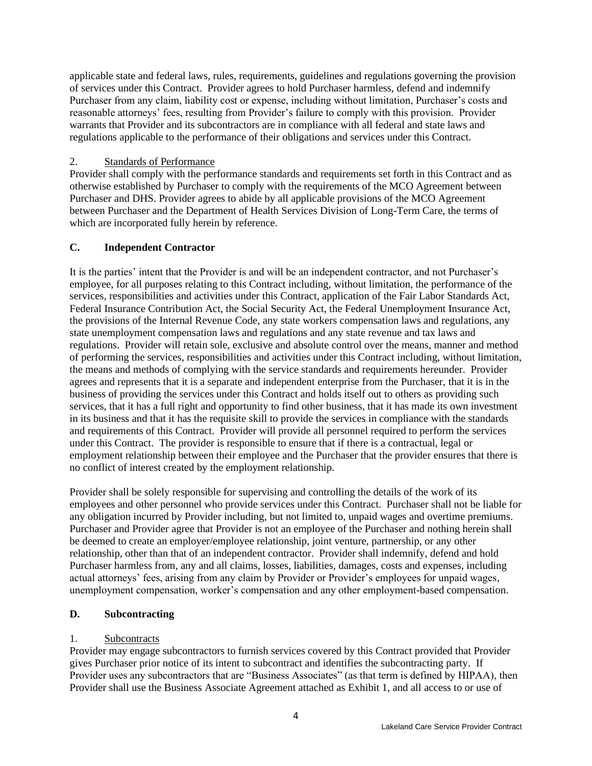applicable state and federal laws, rules, requirements, guidelines and regulations governing the provision of services under this Contract. Provider agrees to hold Purchaser harmless, defend and indemnify Purchaser from any claim, liability cost or expense, including without limitation, Purchaser's costs and reasonable attorneys' fees, resulting from Provider's failure to comply with this provision. Provider warrants that Provider and its subcontractors are in compliance with all federal and state laws and regulations applicable to the performance of their obligations and services under this Contract.

2. Standards of Performance

Provider shall comply with the performance standards and requirements set forth in this Contract and as otherwise established by Purchaser to comply with the requirements of the MCO Agreement between Purchaser and DHS. Provider agrees to abide by all applicable provisions of the MCO Agreement between Purchaser and the Department of Health Services Division of Long-Term Care, the terms of which are incorporated fully herein by reference.

### C. Independent Contractor

It is the parties' intent that the Provider is and will be an independent contractor, and not Purchaser's employee, for all purposes relating to this Contract including, without limitation, the performance of the services, responsibilities and activities under this Contract, application of the Fair Labor Standards Act, Federal Insurance Contribution Act, the Social Security Act, the Federal Unemployment Insurance Act, the provisions of the Internal Revenue Code, any state workers compensation laws and regulations, any state unemployment compensation laws and regulations and any state revenue and tax laws and regulations. Provider will retain sole, exclusive and absolute control over the means, manner and method of performing the services, responsibilities and activities under this Contract including, without limitation, the means and methods of complying with the service standards and requirements hereunder. Provider agrees and represents that it is a separate and independent enterprise from the Purchaser, that it is in the business of providing the services under this Contract and holds itself out to others as providing such services, that it has a full right and opportunity to find other business, that it has made its own investment in its business and that it has the requisite skill to provide the services in compliance with the standards and requirements of this Contract. Provider will provide all personnel required to perform the services under this Contract. The provider is responsible to ensure that if there is a contractual, legal or employment relationship between their employee and the Purchaser that the provider ensures that there is no conflict of interest created by the employment relationship.

Provider shall be solely responsible for supervising and controlling the details of the work of its employees and other personnel who provide services under this Contract. Purchaser shall not be liable for any obligation incurred by Provider including, but not limited to, unpaid wages and overtime premiums. Purchaser and Provider agree that Provider is not an employee of the Purchaser and nothing herein shall be deemed to create an employer/employee relationship, joint venture, partnership, or any other relationship, other than that of an independent contractor. Provider shall indemnify, defend and hold Purchaser harmless from, any and all claims, losses, liabilities, damages, costs and expenses, including actual attorneys' fees, arising from any claim by Provider or Provider's employees for unpaid wages, unemployment compensation, worker's compensation and any other employment-based compensation.

### D. Subcontracting

1. Subcontracts

Provider may engage subcontractors to furnish services covered by this Contract provided that Provider gives Purchaser prior notice of its intent to subcontract and identifies the subcontracting party. If Provider uses any subcontractors that are "Business Associates" (as that term is defined by HIPAA), then Provider shall use the Business Associate Agreement attached as Exhibit 1, and all access to or use of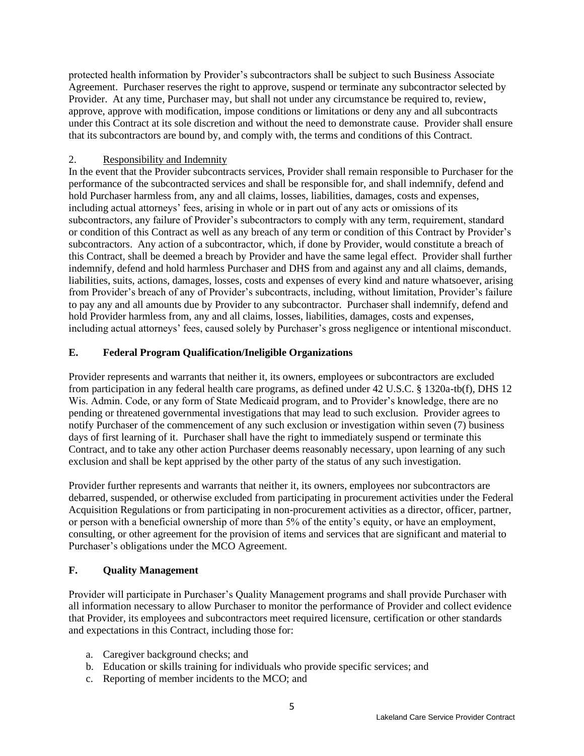protected health information by Provider's subcontractors shall be subject to such Business Associate Agreement. Purchaser reserves the right to approve, suspend or terminate any subcontractor selected by Provider. At any time, Purchaser may, but shall not under any circumstance be required to, review, approve, approve with modification, impose conditions or limitations or deny any and all subcontracts under this Contract at its sole discretion and without the need to demonstrate cause. Provider shall ensure that its subcontractors are bound by, and comply with, the terms and conditions of this Contract.

2. Responsibility and Indemnity

In the event that the Provider subcontracts services, Provider shall remain responsible to Purchaser for the performance of the subcontracted services and shall be responsible for, and shall indemnify, defend and hold Purchaser harmless from, any and all claims, losses, liabilities, damages, costs and expenses, including actual attorneys' fees, arising in whole or in part out of any acts or omissions of its subcontractors, any failure of Provider's subcontractors to comply with any term, requirement, standard or condition of this Contract as well as any breach of any term or condition of this Contract by Provider's subcontractors. Any action of a subcontractor, which, if done by Provider, would constitute a breach of this Contract, shall be deemed a breach by Provider and have the same legal effect. Provider shall further indemnify, defend and hold harmless Purchaser and DHS from and against any and all claims, demands, liabilities, suits, actions, damages, losses, costs and expenses of every kind and nature whatsoever, arising from Provider's breach of any of Provider's subcontracts, including, without limitation, Provider's failure to pay any and all amounts due by Provider to any subcontractor. Purchaser shall indemnify, defend and hold Provider harmless from, any and all claims, losses, liabilities, damages, costs and expenses, including actual attorneys' fees, caused solely by Purchaser's gross negligence or intentional misconduct.

## E. Federal Program Qualification/Ineligible Organizations

Provider represents and warrants that neither it, its owners, employees or subcontractors are excluded from participation in any federal health care programs, as defined under 42 U.S.C. § 1320a-tb(f), DHS 12 Wis. Admin. Code, or any form of State Medicaid program, and to Provider's knowledge, there are no pending or threatened governmental investigations that may lead to such exclusion. Provider agrees to notify Purchaser of the commencement of any such exclusion or investigation within seven (7) business days of first learning of it. Purchaser shall have the right to immediately suspend or terminate this Contract, and to take any other action Purchaser deems reasonably necessary, upon learning of any such exclusion and shall be kept apprised by the other party of the status of any such investigation.

Provider further represents and warrants that neither it, its owners, employees nor subcontractors are debarred, suspended, or otherwise excluded from participating in procurement activities under the Federal Acquisition Regulations or from participating in non-procurement activities as a director, officer, partner, or person with a beneficial ownership of more than 5% of the entity's equity, or have an employment, consulting, or other agreement for the provision of items and services that are significant and material to Purchaser's obligations under the MCO Agreement.

## F. Quality Management

Provider will participate in Purchaser's Quality Management programs and shall provide Purchaser with all information necessary to allow Purchaser to monitor the performance of Provider and collect evidence that Provider, its employees and subcontractors meet required licensure, certification or other standards and expectations in this Contract, including those for:

a. Caregiver background checks; and
b. Education or skills training for individuals who provide specific services; and
c. Reporting of member incidents to the MCO; and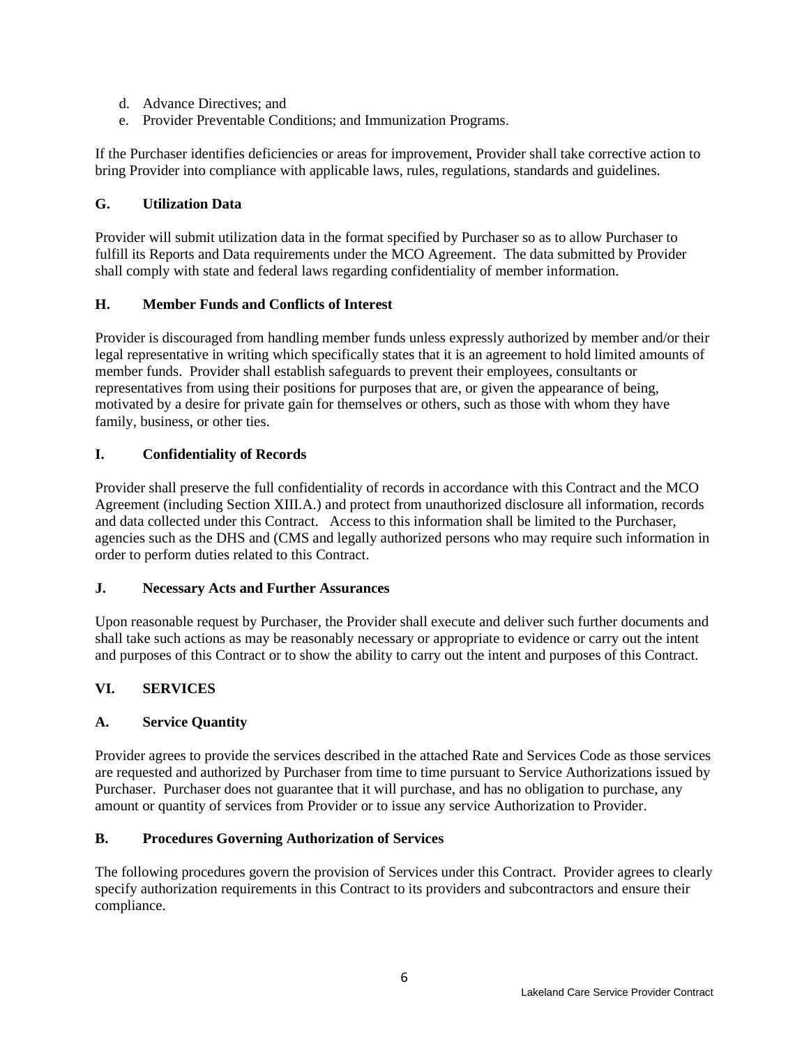d. Advance Directives; and
e. Provider Preventable Conditions; and Immunization Programs.

If the Purchaser identifies deficiencies or areas for improvement, Provider shall take corrective action to bring Provider into compliance with applicable laws, rules, regulations, standards and guidelines.

### G. Utilization Data

Provider will submit utilization data in the format specified by Purchaser so as to allow Purchaser to fulfill its Reports and Data requirements under the MCO Agreement. The data submitted by Provider shall comply with state and federal laws regarding confidentiality of member information.

### H. Member Funds and Conflicts of Interest

Provider is discouraged from handling member funds unless expressly authorized by member and/or their legal representative in writing which specifically states that it is an agreement to hold limited amounts of member funds. Provider shall establish safeguards to prevent their employees, consultants or representatives from using their positions for purposes that are, or given the appearance of being, motivated by a desire for private gain for themselves or others, such as those with whom they have family, business, or other ties.

### I. Confidentiality of Records

Provider shall preserve the full confidentiality of records in accordance with this Contract and the MCO Agreement (including Section XIII.A.) and protect from unauthorized disclosure all information, records and data collected under this Contract. Access to this information shall be limited to the Purchaser, agencies such as the DHS and (CMS and legally authorized persons who may require such information in order to perform duties related to this Contract.

### J. Necessary Acts and Further Assurances

Upon reasonable request by Purchaser, the Provider shall execute and deliver such further documents and shall take such actions as may be reasonably necessary or appropriate to evidence or carry out the intent and purposes of this Contract or to show the ability to carry out the intent and purposes of this Contract.

## VI. SERVICES

### A. Service Quantity

Provider agrees to provide the services described in the attached Rate and Services Code as those services are requested and authorized by Purchaser from time to time pursuant to Service Authorizations issued by Purchaser. Purchaser does not guarantee that it will purchase, and has no obligation to purchase, any amount or quantity of services from Provider or to issue any service Authorization to Provider.

### B. Procedures Governing Authorization of Services

The following procedures govern the provision of Services under this Contract. Provider agrees to clearly specify authorization requirements in this Contract to its providers and subcontractors and ensure their compliance.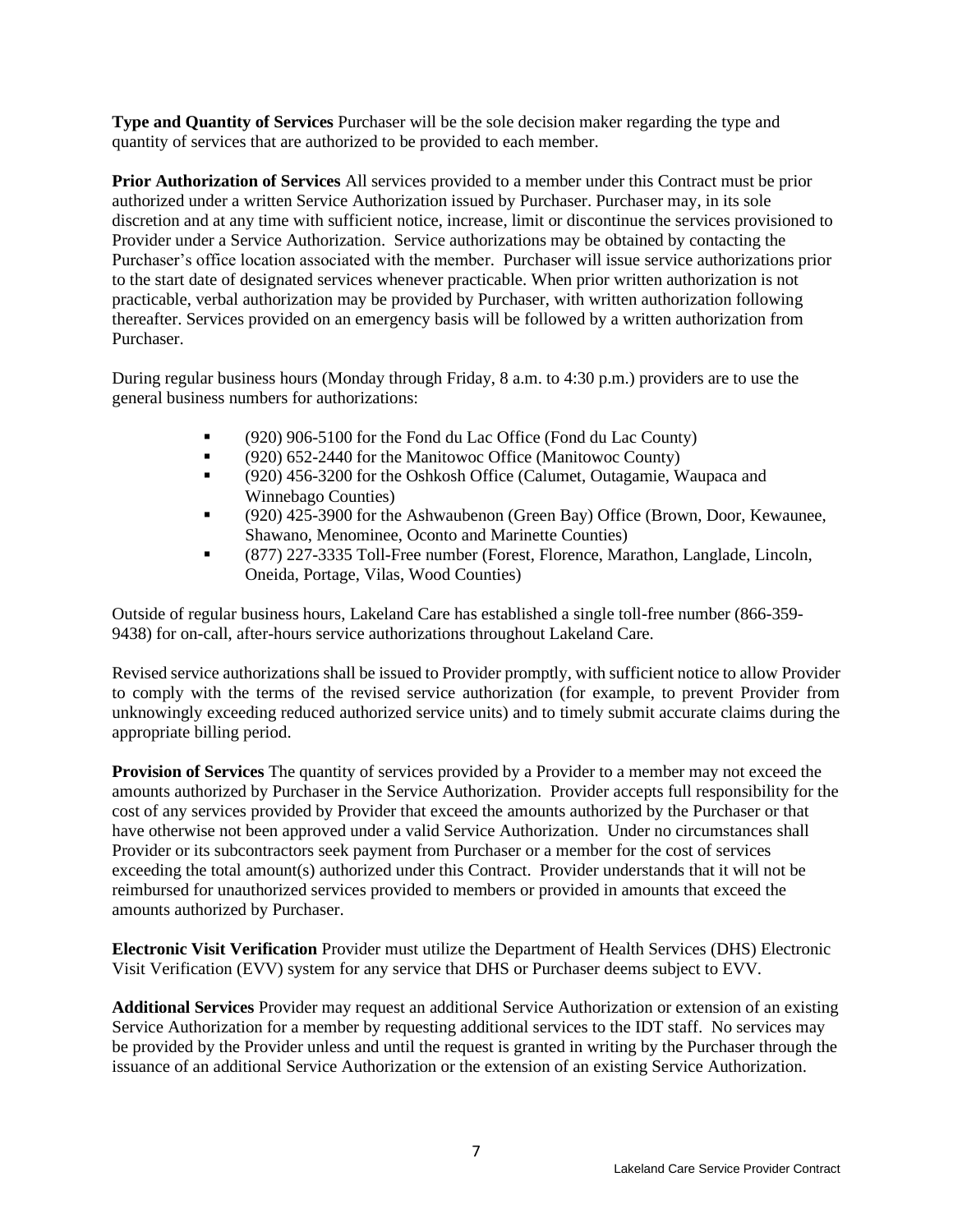**Type and Quantity of Services** Purchaser will be the sole decision maker regarding the type and quantity of services that are authorized to be provided to each member.

**Prior Authorization of Services** All services provided to a member under this Contract must be prior authorized under a written Service Authorization issued by Purchaser. Purchaser may, in its sole discretion and at any time with sufficient notice, increase, limit or discontinue the services provisioned to Provider under a Service Authorization. Service authorizations may be obtained by contacting the Purchaser's office location associated with the member. Purchaser will issue service authorizations prior to the start date of designated services whenever practicable. When prior written authorization is not practicable, verbal authorization may be provided by Purchaser, with written authorization following thereafter. Services provided on an emergency basis will be followed by a written authorization from Purchaser.

During regular business hours (Monday through Friday, 8 a.m. to 4:30 p.m.) providers are to use the general business numbers for authorizations:

- (920) 906-5100 for the Fond du Lac Office (Fond du Lac County)
- (920) 652-2440 for the Manitowoc Office (Manitowoc County)
- (920) 456-3200 for the Oshkosh Office (Calumet, Outagamie, Waupaca and Winnebago Counties)
- (920) 425-3900 for the Ashwaubenon (Green Bay) Office (Brown, Door, Kewaunee, Shawano, Menominee, Oconto and Marinette Counties)
- (877) 227-3335 Toll-Free number (Forest, Florence, Marathon, Langlade, Lincoln, Oneida, Portage, Vilas, Wood Counties)

Outside of regular business hours, Lakeland Care has established a single toll-free number (866-359-9438) for on-call, after-hours service authorizations throughout Lakeland Care.

Revised service authorizations shall be issued to Provider promptly, with sufficient notice to allow Provider to comply with the terms of the revised service authorization (for example, to prevent Provider from unknowingly exceeding reduced authorized service units) and to timely submit accurate claims during the appropriate billing period.

**Provision of Services** The quantity of services provided by a Provider to a member may not exceed the amounts authorized by Purchaser in the Service Authorization. Provider accepts full responsibility for the cost of any services provided by Provider that exceed the amounts authorized by the Purchaser or that have otherwise not been approved under a valid Service Authorization. Under no circumstances shall Provider or its subcontractors seek payment from Purchaser or a member for the cost of services exceeding the total amount(s) authorized under this Contract. Provider understands that it will not be reimbursed for unauthorized services provided to members or provided in amounts that exceed the amounts authorized by Purchaser.

**Electronic Visit Verification** Provider must utilize the Department of Health Services (DHS) Electronic Visit Verification (EVV) system for any service that DHS or Purchaser deems subject to EVV.

**Additional Services** Provider may request an additional Service Authorization or extension of an existing Service Authorization for a member by requesting additional services to the IDT staff. No services may be provided by the Provider unless and until the request is granted in writing by the Purchaser through the issuance of an additional Service Authorization or the extension of an existing Service Authorization.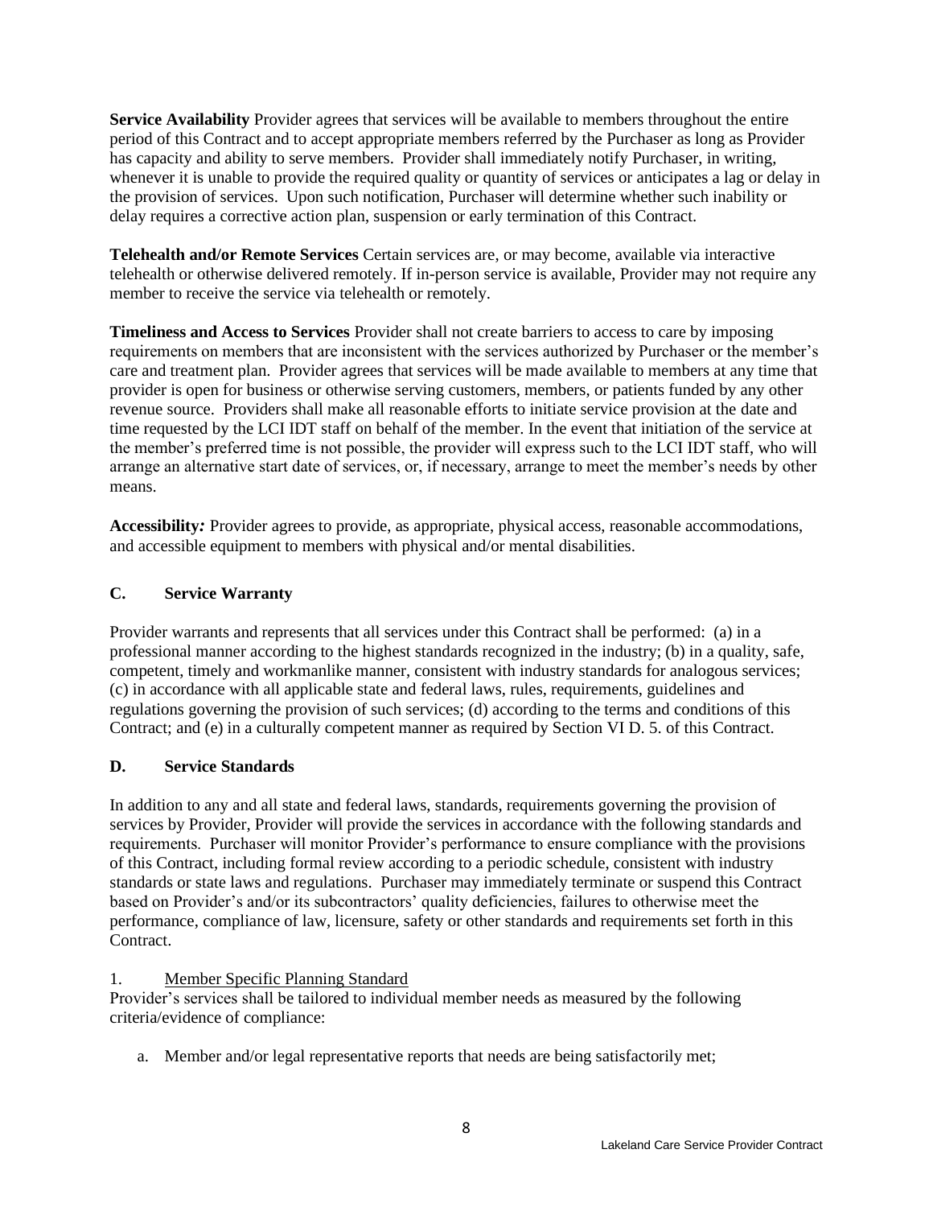**Service Availability** Provider agrees that services will be available to members throughout the entire period of this Contract and to accept appropriate members referred by the Purchaser as long as Provider has capacity and ability to serve members. Provider shall immediately notify Purchaser, in writing, whenever it is unable to provide the required quality or quantity of services or anticipates a lag or delay in the provision of services. Upon such notification, Purchaser will determine whether such inability or delay requires a corrective action plan, suspension or early termination of this Contract.

**Telehealth and/or Remote Services** Certain services are, or may become, available via interactive telehealth or otherwise delivered remotely. If in-person service is available, Provider may not require any member to receive the service via telehealth or remotely.

**Timeliness and Access to Services** Provider shall not create barriers to access to care by imposing requirements on members that are inconsistent with the services authorized by Purchaser or the member's care and treatment plan. Provider agrees that services will be made available to members at any time that provider is open for business or otherwise serving customers, members, or patients funded by any other revenue source. Providers shall make all reasonable efforts to initiate service provision at the date and time requested by the LCI IDT staff on behalf of the member. In the event that initiation of the service at the member's preferred time is not possible, the provider will express such to the LCI IDT staff, who will arrange an alternative start date of services, or, if necessary, arrange to meet the member's needs by other means.

**Accessibility*:*** Provider agrees to provide, as appropriate, physical access, reasonable accommodations, and accessible equipment to members with physical and/or mental disabilities.

## C. Service Warranty

Provider warrants and represents that all services under this Contract shall be performed: (a) in a professional manner according to the highest standards recognized in the industry; (b) in a quality, safe, competent, timely and workmanlike manner, consistent with industry standards for analogous services; (c) in accordance with all applicable state and federal laws, rules, requirements, guidelines and regulations governing the provision of such services; (d) according to the terms and conditions of this Contract; and (e) in a culturally competent manner as required by Section VI D. 5. of this Contract.

## D. Service Standards

In addition to any and all state and federal laws, standards, requirements governing the provision of services by Provider, Provider will provide the services in accordance with the following standards and requirements. Purchaser will monitor Provider's performance to ensure compliance with the provisions of this Contract, including formal review according to a periodic schedule, consistent with industry standards or state laws and regulations. Purchaser may immediately terminate or suspend this Contract based on Provider's and/or its subcontractors' quality deficiencies, failures to otherwise meet the performance, compliance of law, licensure, safety or other standards and requirements set forth in this Contract.

1. Member Specific Planning Standard

Provider's services shall be tailored to individual member needs as measured by the following criteria/evidence of compliance:

a. Member and/or legal representative reports that needs are being satisfactorily met;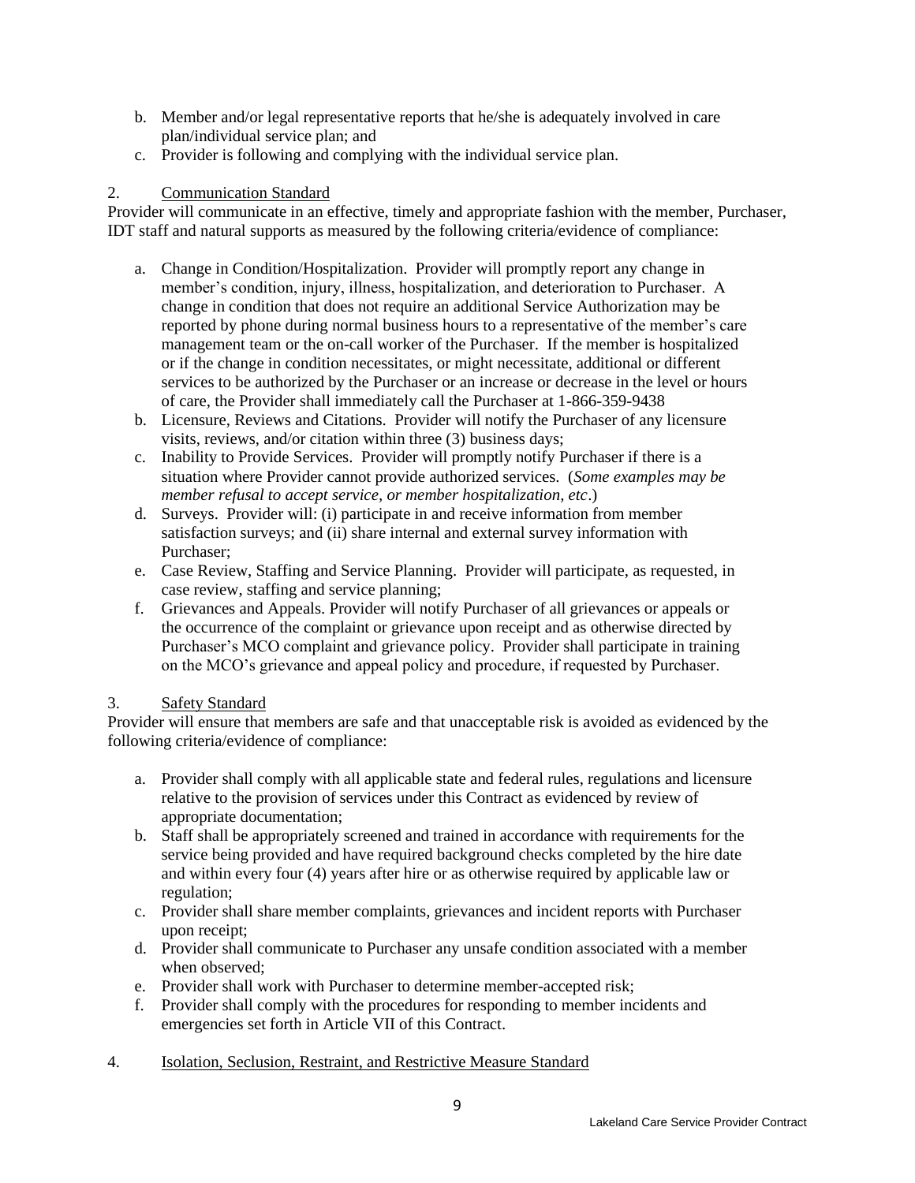b. Member and/or legal representative reports that he/she is adequately involved in care plan/individual service plan; and
c. Provider is following and complying with the individual service plan.

2. <u>Communication Standard</u>

Provider will communicate in an effective, timely and appropriate fashion with the member, Purchaser, IDT staff and natural supports as measured by the following criteria/evidence of compliance:

a. Change in Condition/Hospitalization. Provider will promptly report any change in member's condition, injury, illness, hospitalization, and deterioration to Purchaser. A change in condition that does not require an additional Service Authorization may be reported by phone during normal business hours to a representative of the member's care management team or the on-call worker of the Purchaser. If the member is hospitalized or if the change in condition necessitates, or might necessitate, additional or different services to be authorized by the Purchaser or an increase or decrease in the level or hours of care, the Provider shall immediately call the Purchaser at 1-866-359-9438
b. Licensure, Reviews and Citations. Provider will notify the Purchaser of any licensure visits, reviews, and/or citation within three (3) business days;
c. Inability to Provide Services. Provider will promptly notify Purchaser if there is a situation where Provider cannot provide authorized services. (*Some examples may be member refusal to accept service, or member hospitalization, etc*.)
d. Surveys. Provider will: (i) participate in and receive information from member satisfaction surveys; and (ii) share internal and external survey information with Purchaser;
e. Case Review, Staffing and Service Planning. Provider will participate, as requested, in case review, staffing and service planning;
f. Grievances and Appeals. Provider will notify Purchaser of all grievances or appeals or the occurrence of the complaint or grievance upon receipt and as otherwise directed by Purchaser's MCO complaint and grievance policy. Provider shall participate in training on the MCO's grievance and appeal policy and procedure, if requested by Purchaser.

3. <u>Safety Standard</u>

Provider will ensure that members are safe and that unacceptable risk is avoided as evidenced by the following criteria/evidence of compliance:

a. Provider shall comply with all applicable state and federal rules, regulations and licensure relative to the provision of services under this Contract as evidenced by review of appropriate documentation;
b. Staff shall be appropriately screened and trained in accordance with requirements for the service being provided and have required background checks completed by the hire date and within every four (4) years after hire or as otherwise required by applicable law or regulation;
c. Provider shall share member complaints, grievances and incident reports with Purchaser upon receipt;
d. Provider shall communicate to Purchaser any unsafe condition associated with a member when observed;
e. Provider shall work with Purchaser to determine member-accepted risk;
f. Provider shall comply with the procedures for responding to member incidents and emergencies set forth in Article VII of this Contract.

4. <u>Isolation, Seclusion, Restraint, and Restrictive Measure Standard</u>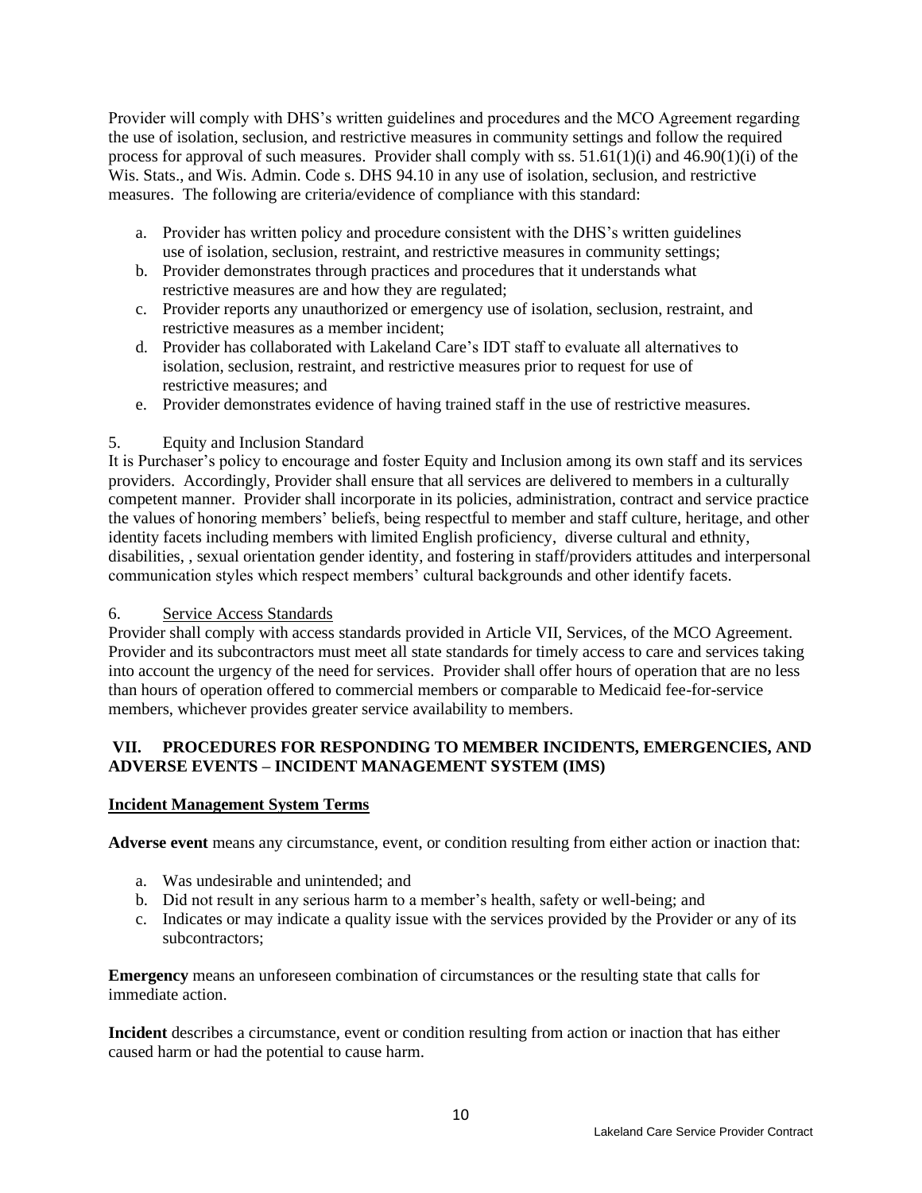Provider will comply with DHS's written guidelines and procedures and the MCO Agreement regarding the use of isolation, seclusion, and restrictive measures in community settings and follow the required process for approval of such measures. Provider shall comply with ss. 51.61(1)(i) and 46.90(1)(i) of the Wis. Stats., and Wis. Admin. Code s. DHS 94.10 in any use of isolation, seclusion, and restrictive measures. The following are criteria/evidence of compliance with this standard:

a. Provider has written policy and procedure consistent with the DHS's written guidelines use of isolation, seclusion, restraint, and restrictive measures in community settings;
b. Provider demonstrates through practices and procedures that it understands what restrictive measures are and how they are regulated;
c. Provider reports any unauthorized or emergency use of isolation, seclusion, restraint, and restrictive measures as a member incident;
d. Provider has collaborated with Lakeland Care's IDT staff to evaluate all alternatives to isolation, seclusion, restraint, and restrictive measures prior to request for use of restrictive measures; and
e. Provider demonstrates evidence of having trained staff in the use of restrictive measures.

5. Equity and Inclusion Standard

It is Purchaser's policy to encourage and foster Equity and Inclusion among its own staff and its services providers. Accordingly, Provider shall ensure that all services are delivered to members in a culturally competent manner. Provider shall incorporate in its policies, administration, contract and service practice the values of honoring members' beliefs, being respectful to member and staff culture, heritage, and other identity facets including members with limited English proficiency, diverse cultural and ethnity, disabilities, , sexual orientation gender identity, and fostering in staff/providers attitudes and interpersonal communication styles which respect members' cultural backgrounds and other identify facets.

6. Service Access Standards

Provider shall comply with access standards provided in Article VII, Services, of the MCO Agreement. Provider and its subcontractors must meet all state standards for timely access to care and services taking into account the urgency of the need for services. Provider shall offer hours of operation that are no less than hours of operation offered to commercial members or comparable to Medicaid fee-for-service members, whichever provides greater service availability to members.

## VII. PROCEDURES FOR RESPONDING TO MEMBER INCIDENTS, EMERGENCIES, AND ADVERSE EVENTS – INCIDENT MANAGEMENT SYSTEM (IMS)

**Incident Management System Terms**

**Adverse event** means any circumstance, event, or condition resulting from either action or inaction that:

a. Was undesirable and unintended; and
b. Did not result in any serious harm to a member's health, safety or well-being; and
c. Indicates or may indicate a quality issue with the services provided by the Provider or any of its subcontractors;

**Emergency** means an unforeseen combination of circumstances or the resulting state that calls for immediate action.

**Incident** describes a circumstance, event or condition resulting from action or inaction that has either caused harm or had the potential to cause harm.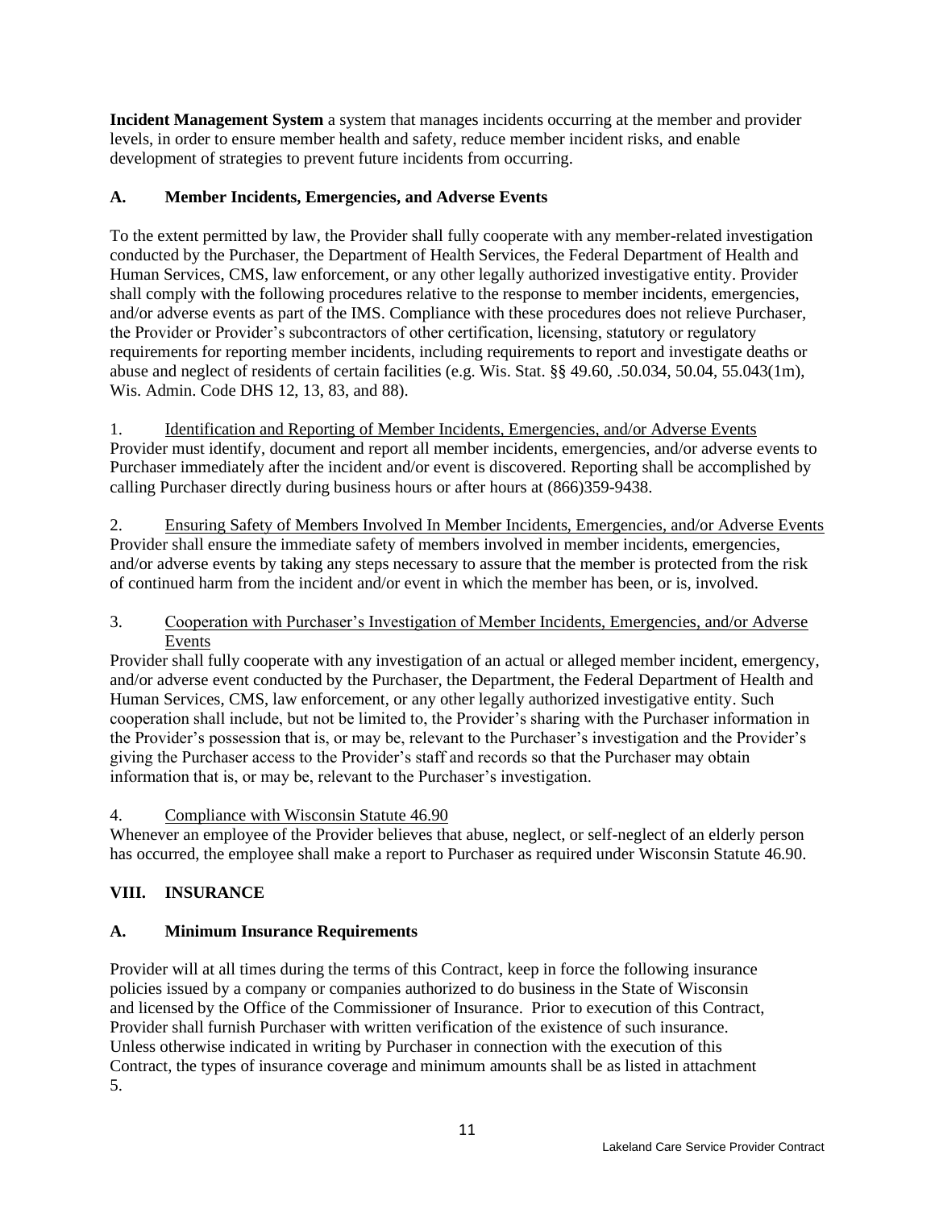**Incident Management System** a system that manages incidents occurring at the member and provider levels, in order to ensure member health and safety, reduce member incident risks, and enable development of strategies to prevent future incidents from occurring.

### A. Member Incidents, Emergencies, and Adverse Events

To the extent permitted by law, the Provider shall fully cooperate with any member-related investigation conducted by the Purchaser, the Department of Health Services, the Federal Department of Health and Human Services, CMS, law enforcement, or any other legally authorized investigative entity. Provider shall comply with the following procedures relative to the response to member incidents, emergencies, and/or adverse events as part of the IMS. Compliance with these procedures does not relieve Purchaser, the Provider or Provider's subcontractors of other certification, licensing, statutory or regulatory requirements for reporting member incidents, including requirements to report and investigate deaths or abuse and neglect of residents of certain facilities (e.g. Wis. Stat. §§ 49.60, .50.034, 50.04, 55.043(1m), Wis. Admin. Code DHS 12, 13, 83, and 88).

1. Identification and Reporting of Member Incidents, Emergencies, and/or Adverse Events
Provider must identify, document and report all member incidents, emergencies, and/or adverse events to Purchaser immediately after the incident and/or event is discovered. Reporting shall be accomplished by calling Purchaser directly during business hours or after hours at (866)359-9438.

2. Ensuring Safety of Members Involved In Member Incidents, Emergencies, and/or Adverse Events
Provider shall ensure the immediate safety of members involved in member incidents, emergencies, and/or adverse events by taking any steps necessary to assure that the member is protected from the risk of continued harm from the incident and/or event in which the member has been, or is, involved.

3. Cooperation with Purchaser's Investigation of Member Incidents, Emergencies, and/or Adverse Events
Provider shall fully cooperate with any investigation of an actual or alleged member incident, emergency, and/or adverse event conducted by the Purchaser, the Department, the Federal Department of Health and Human Services, CMS, law enforcement, or any other legally authorized investigative entity. Such cooperation shall include, but not be limited to, the Provider's sharing with the Purchaser information in the Provider's possession that is, or may be, relevant to the Purchaser's investigation and the Provider's giving the Purchaser access to the Provider's staff and records so that the Purchaser may obtain information that is, or may be, relevant to the Purchaser's investigation.

4. Compliance with Wisconsin Statute 46.90
Whenever an employee of the Provider believes that abuse, neglect, or self-neglect of an elderly person has occurred, the employee shall make a report to Purchaser as required under Wisconsin Statute 46.90.

## VIII. INSURANCE

### A. Minimum Insurance Requirements

Provider will at all times during the terms of this Contract, keep in force the following insurance policies issued by a company or companies authorized to do business in the State of Wisconsin and licensed by the Office of the Commissioner of Insurance. Prior to execution of this Contract, Provider shall furnish Purchaser with written verification of the existence of such insurance. Unless otherwise indicated in writing by Purchaser in connection with the execution of this Contract, the types of insurance coverage and minimum amounts shall be as listed in attachment 5.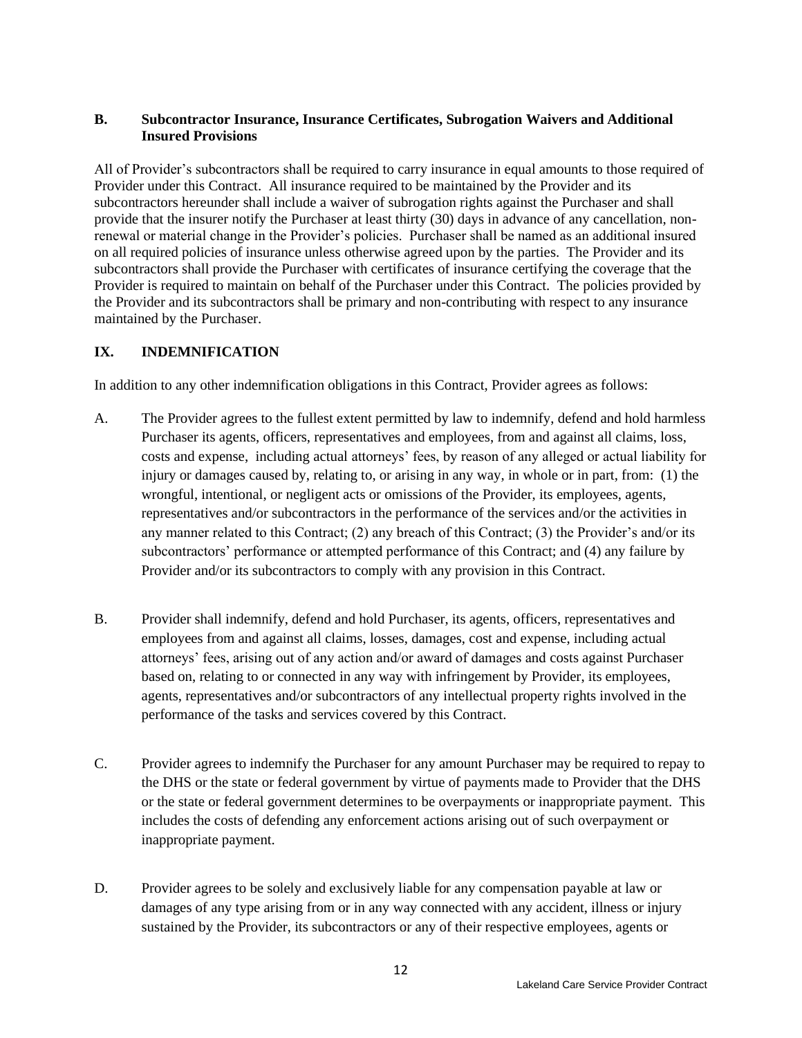### B. Subcontractor Insurance, Insurance Certificates, Subrogation Waivers and Additional Insured Provisions

All of Provider's subcontractors shall be required to carry insurance in equal amounts to those required of Provider under this Contract. All insurance required to be maintained by the Provider and its subcontractors hereunder shall include a waiver of subrogation rights against the Purchaser and shall provide that the insurer notify the Purchaser at least thirty (30) days in advance of any cancellation, non-renewal or material change in the Provider's policies. Purchaser shall be named as an additional insured on all required policies of insurance unless otherwise agreed upon by the parties. The Provider and its subcontractors shall provide the Purchaser with certificates of insurance certifying the coverage that the Provider is required to maintain on behalf of the Purchaser under this Contract. The policies provided by the Provider and its subcontractors shall be primary and non-contributing with respect to any insurance maintained by the Purchaser.

## IX. INDEMNIFICATION

In addition to any other indemnification obligations in this Contract, Provider agrees as follows:

A. The Provider agrees to the fullest extent permitted by law to indemnify, defend and hold harmless Purchaser its agents, officers, representatives and employees, from and against all claims, loss, costs and expense, including actual attorneys' fees, by reason of any alleged or actual liability for injury or damages caused by, relating to, or arising in any way, in whole or in part, from: (1) the wrongful, intentional, or negligent acts or omissions of the Provider, its employees, agents, representatives and/or subcontractors in the performance of the services and/or the activities in any manner related to this Contract; (2) any breach of this Contract; (3) the Provider's and/or its subcontractors' performance or attempted performance of this Contract; and (4) any failure by Provider and/or its subcontractors to comply with any provision in this Contract.

B. Provider shall indemnify, defend and hold Purchaser, its agents, officers, representatives and employees from and against all claims, losses, damages, cost and expense, including actual attorneys' fees, arising out of any action and/or award of damages and costs against Purchaser based on, relating to or connected in any way with infringement by Provider, its employees, agents, representatives and/or subcontractors of any intellectual property rights involved in the performance of the tasks and services covered by this Contract.

C. Provider agrees to indemnify the Purchaser for any amount Purchaser may be required to repay to the DHS or the state or federal government by virtue of payments made to Provider that the DHS or the state or federal government determines to be overpayments or inappropriate payment. This includes the costs of defending any enforcement actions arising out of such overpayment or inappropriate payment.

D. Provider agrees to be solely and exclusively liable for any compensation payable at law or damages of any type arising from or in any way connected with any accident, illness or injury sustained by the Provider, its subcontractors or any of their respective employees, agents or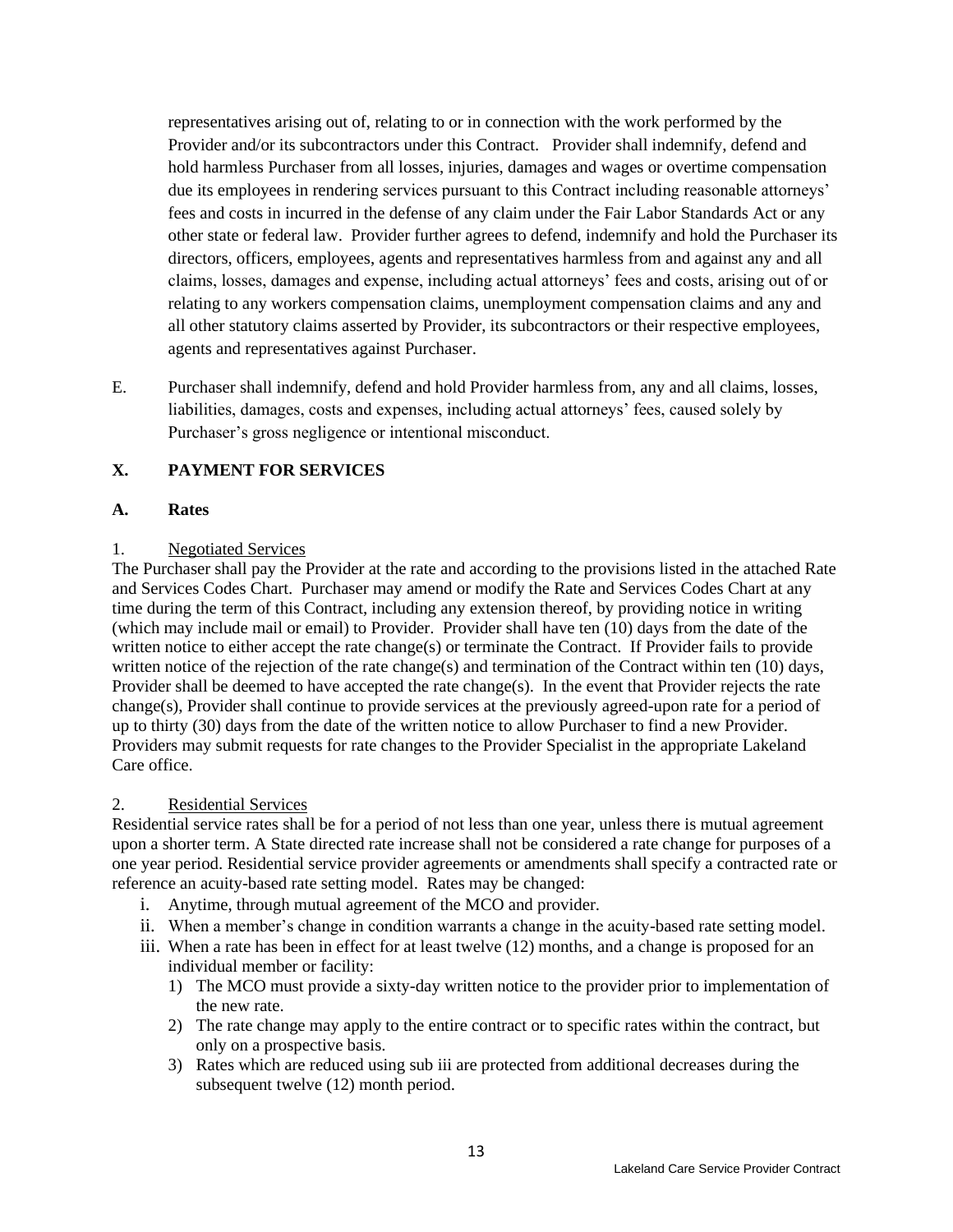representatives arising out of, relating to or in connection with the work performed by the Provider and/or its subcontractors under this Contract. Provider shall indemnify, defend and hold harmless Purchaser from all losses, injuries, damages and wages or overtime compensation due its employees in rendering services pursuant to this Contract including reasonable attorneys' fees and costs in incurred in the defense of any claim under the Fair Labor Standards Act or any other state or federal law. Provider further agrees to defend, indemnify and hold the Purchaser its directors, officers, employees, agents and representatives harmless from and against any and all claims, losses, damages and expense, including actual attorneys' fees and costs, arising out of or relating to any workers compensation claims, unemployment compensation claims and any and all other statutory claims asserted by Provider, its subcontractors or their respective employees, agents and representatives against Purchaser.

E. Purchaser shall indemnify, defend and hold Provider harmless from, any and all claims, losses, liabilities, damages, costs and expenses, including actual attorneys' fees, caused solely by Purchaser's gross negligence or intentional misconduct.

## X. PAYMENT FOR SERVICES

### A. Rates

1. Negotiated Services

The Purchaser shall pay the Provider at the rate and according to the provisions listed in the attached Rate and Services Codes Chart. Purchaser may amend or modify the Rate and Services Codes Chart at any time during the term of this Contract, including any extension thereof, by providing notice in writing (which may include mail or email) to Provider. Provider shall have ten (10) days from the date of the written notice to either accept the rate change(s) or terminate the Contract. If Provider fails to provide written notice of the rejection of the rate change(s) and termination of the Contract within ten (10) days, Provider shall be deemed to have accepted the rate change(s). In the event that Provider rejects the rate change(s), Provider shall continue to provide services at the previously agreed-upon rate for a period of up to thirty (30) days from the date of the written notice to allow Purchaser to find a new Provider. Providers may submit requests for rate changes to the Provider Specialist in the appropriate Lakeland Care office.

2. Residential Services

Residential service rates shall be for a period of not less than one year, unless there is mutual agreement upon a shorter term. A State directed rate increase shall not be considered a rate change for purposes of a one year period. Residential service provider agreements or amendments shall specify a contracted rate or reference an acuity-based rate setting model. Rates may be changed:

i. Anytime, through mutual agreement of the MCO and provider.
ii. When a member's change in condition warrants a change in the acuity-based rate setting model.
iii. When a rate has been in effect for at least twelve (12) months, and a change is proposed for an individual member or facility:
   1) The MCO must provide a sixty-day written notice to the provider prior to implementation of the new rate.
   2) The rate change may apply to the entire contract or to specific rates within the contract, but only on a prospective basis.
   3) Rates which are reduced using sub iii are protected from additional decreases during the subsequent twelve (12) month period.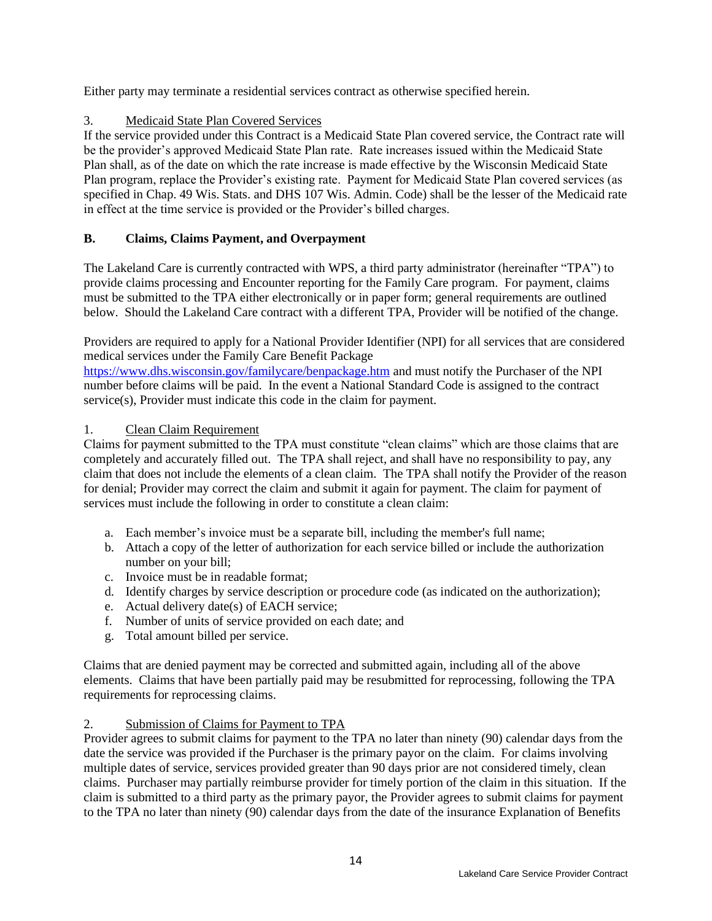Either party may terminate a residential services contract as otherwise specified herein.

3. Medicaid State Plan Covered Services

If the service provided under this Contract is a Medicaid State Plan covered service, the Contract rate will be the provider's approved Medicaid State Plan rate. Rate increases issued within the Medicaid State Plan shall, as of the date on which the rate increase is made effective by the Wisconsin Medicaid State Plan program, replace the Provider's existing rate. Payment for Medicaid State Plan covered services (as specified in Chap. 49 Wis. Stats. and DHS 107 Wis. Admin. Code) shall be the lesser of the Medicaid rate in effect at the time service is provided or the Provider's billed charges.

## B. Claims, Claims Payment, and Overpayment

The Lakeland Care is currently contracted with WPS, a third party administrator (hereinafter "TPA") to provide claims processing and Encounter reporting for the Family Care program. For payment, claims must be submitted to the TPA either electronically or in paper form; general requirements are outlined below. Should the Lakeland Care contract with a different TPA, Provider will be notified of the change.

Providers are required to apply for a National Provider Identifier (NPI) for all services that are considered medical services under the Family Care Benefit Package https://www.dhs.wisconsin.gov/familycare/benpackage.htm and must notify the Purchaser of the NPI number before claims will be paid. In the event a National Standard Code is assigned to the contract service(s), Provider must indicate this code in the claim for payment.

1. Clean Claim Requirement

Claims for payment submitted to the TPA must constitute "clean claims" which are those claims that are completely and accurately filled out. The TPA shall reject, and shall have no responsibility to pay, any claim that does not include the elements of a clean claim. The TPA shall notify the Provider of the reason for denial; Provider may correct the claim and submit it again for payment. The claim for payment of services must include the following in order to constitute a clean claim:

a. Each member's invoice must be a separate bill, including the member's full name;
b. Attach a copy of the letter of authorization for each service billed or include the authorization number on your bill;
c. Invoice must be in readable format;
d. Identify charges by service description or procedure code (as indicated on the authorization);
e. Actual delivery date(s) of EACH service;
f. Number of units of service provided on each date; and
g. Total amount billed per service.

Claims that are denied payment may be corrected and submitted again, including all of the above elements. Claims that have been partially paid may be resubmitted for reprocessing, following the TPA requirements for reprocessing claims.

2. Submission of Claims for Payment to TPA

Provider agrees to submit claims for payment to the TPA no later than ninety (90) calendar days from the date the service was provided if the Purchaser is the primary payor on the claim. For claims involving multiple dates of service, services provided greater than 90 days prior are not considered timely, clean claims. Purchaser may partially reimburse provider for timely portion of the claim in this situation. If the claim is submitted to a third party as the primary payor, the Provider agrees to submit claims for payment to the TPA no later than ninety (90) calendar days from the date of the insurance Explanation of Benefits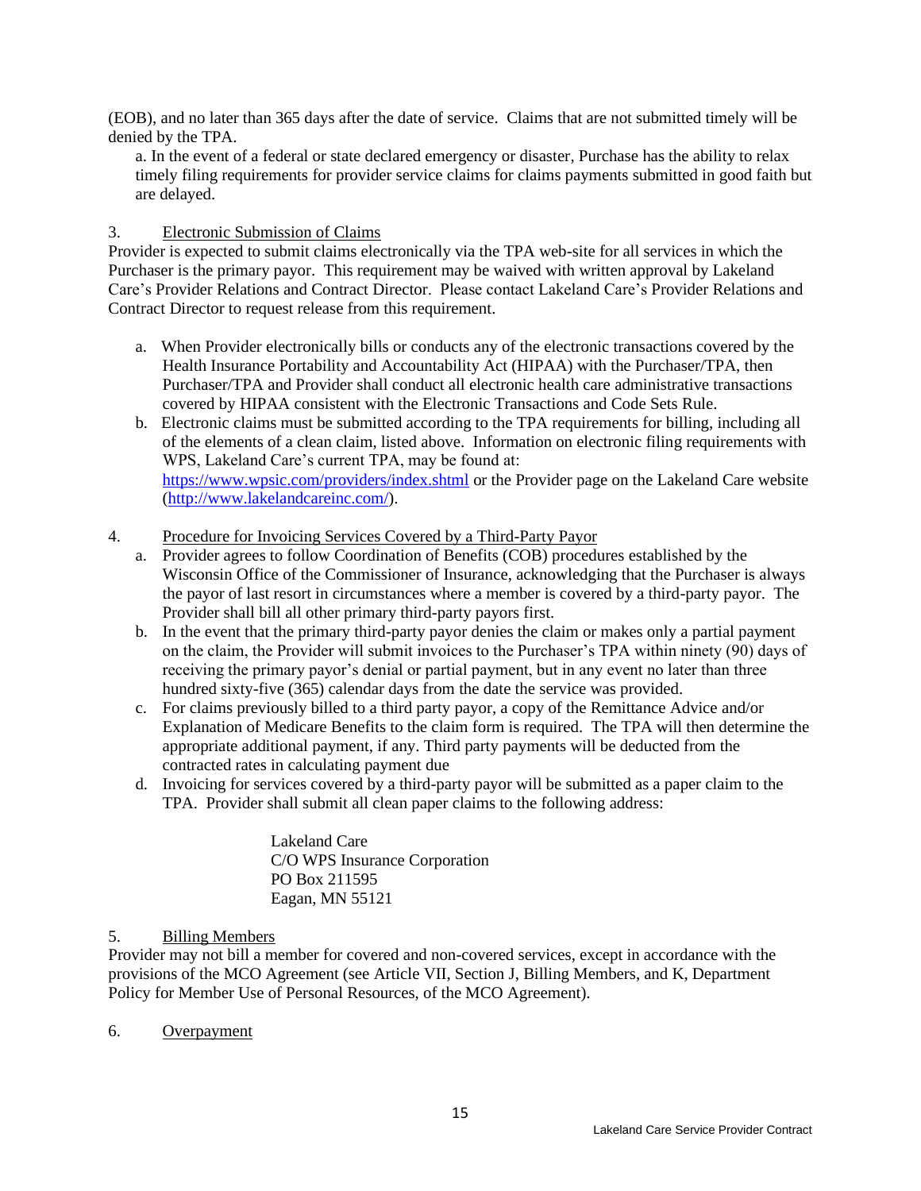(EOB), and no later than 365 days after the date of service. Claims that are not submitted timely will be denied by the TPA.

a. In the event of a federal or state declared emergency or disaster, Purchase has the ability to relax timely filing requirements for provider service claims for claims payments submitted in good faith but are delayed.

3. Electronic Submission of Claims

Provider is expected to submit claims electronically via the TPA web-site for all services in which the Purchaser is the primary payor. This requirement may be waived with written approval by Lakeland Care's Provider Relations and Contract Director. Please contact Lakeland Care's Provider Relations and Contract Director to request release from this requirement.

a. When Provider electronically bills or conducts any of the electronic transactions covered by the Health Insurance Portability and Accountability Act (HIPAA) with the Purchaser/TPA, then Purchaser/TPA and Provider shall conduct all electronic health care administrative transactions covered by HIPAA consistent with the Electronic Transactions and Code Sets Rule.
b. Electronic claims must be submitted according to the TPA requirements for billing, including all of the elements of a clean claim, listed above. Information on electronic filing requirements with WPS, Lakeland Care's current TPA, may be found at: [https://www.wpsic.com/providers/index.shtml](https://www.wpsic.com/providers/index.shtml) or the Provider page on the Lakeland Care website ([http://www.lakelandcareinc.com/](http://www.lakelandcareinc.com/)).

4. Procedure for Invoicing Services Covered by a Third-Party Payor

a. Provider agrees to follow Coordination of Benefits (COB) procedures established by the Wisconsin Office of the Commissioner of Insurance, acknowledging that the Purchaser is always the payor of last resort in circumstances where a member is covered by a third-party payor. The Provider shall bill all other primary third-party payors first.
b. In the event that the primary third-party payor denies the claim or makes only a partial payment on the claim, the Provider will submit invoices to the Purchaser's TPA within ninety (90) days of receiving the primary payor's denial or partial payment, but in any event no later than three hundred sixty-five (365) calendar days from the date the service was provided.
c. For claims previously billed to a third party payor, a copy of the Remittance Advice and/or Explanation of Medicare Benefits to the claim form is required. The TPA will then determine the appropriate additional payment, if any. Third party payments will be deducted from the contracted rates in calculating payment due
d. Invoicing for services covered by a third-party payor will be submitted as a paper claim to the TPA. Provider shall submit all clean paper claims to the following address:

Lakeland Care
C/O WPS Insurance Corporation
PO Box 211595
Eagan, MN 55121

5. Billing Members

Provider may not bill a member for covered and non-covered services, except in accordance with the provisions of the MCO Agreement (see Article VII, Section J, Billing Members, and K, Department Policy for Member Use of Personal Resources, of the MCO Agreement).

6. Overpayment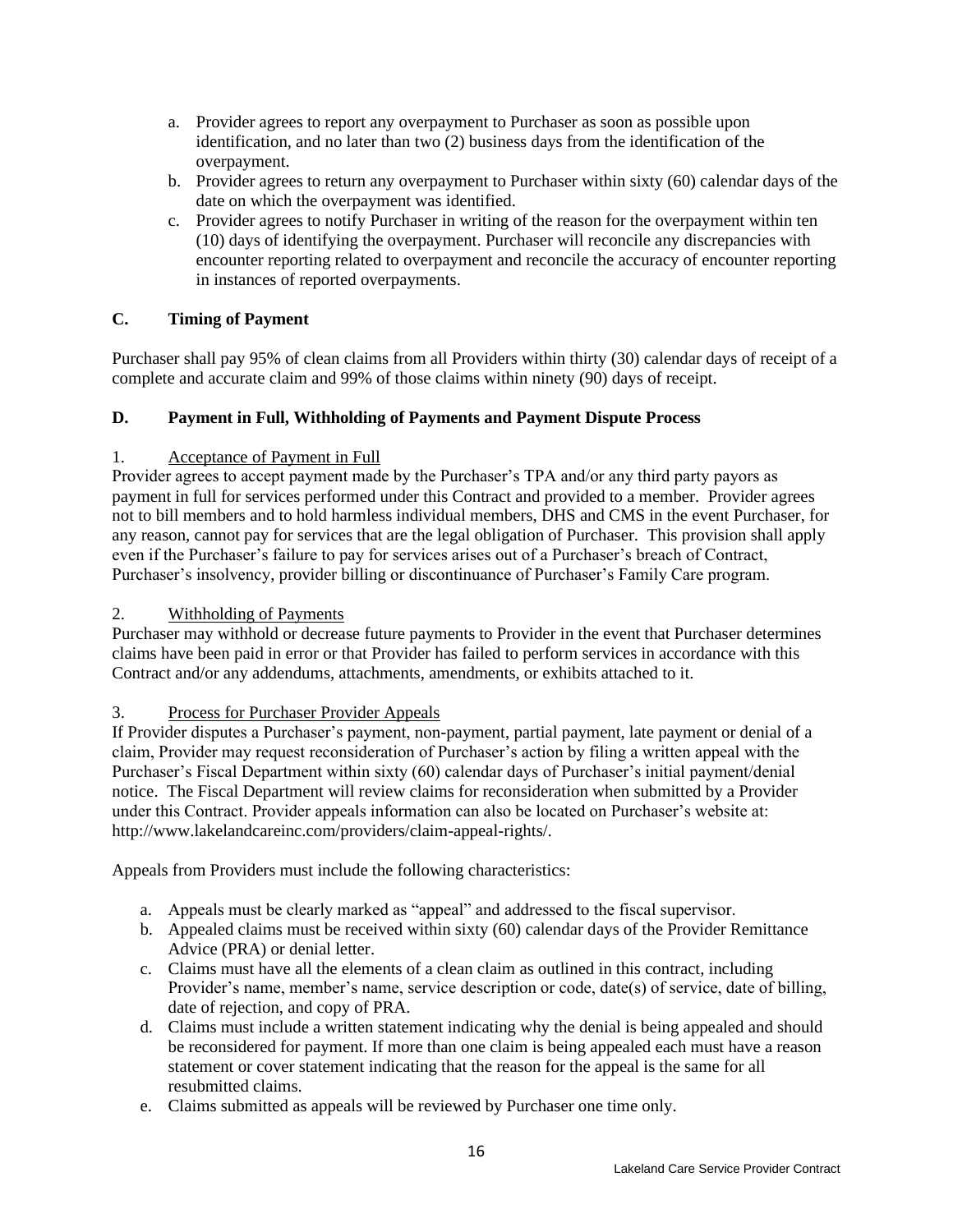a. Provider agrees to report any overpayment to Purchaser as soon as possible upon identification, and no later than two (2) business days from the identification of the overpayment.
b. Provider agrees to return any overpayment to Purchaser within sixty (60) calendar days of the date on which the overpayment was identified.
c. Provider agrees to notify Purchaser in writing of the reason for the overpayment within ten (10) days of identifying the overpayment. Purchaser will reconcile any discrepancies with encounter reporting related to overpayment and reconcile the accuracy of encounter reporting in instances of reported overpayments.

## C. Timing of Payment

Purchaser shall pay 95% of clean claims from all Providers within thirty (30) calendar days of receipt of a complete and accurate claim and 99% of those claims within ninety (90) days of receipt.

## D. Payment in Full, Withholding of Payments and Payment Dispute Process

1. Acceptance of Payment in Full

Provider agrees to accept payment made by the Purchaser's TPA and/or any third party payors as payment in full for services performed under this Contract and provided to a member. Provider agrees not to bill members and to hold harmless individual members, DHS and CMS in the event Purchaser, for any reason, cannot pay for services that are the legal obligation of Purchaser. This provision shall apply even if the Purchaser's failure to pay for services arises out of a Purchaser's breach of Contract, Purchaser's insolvency, provider billing or discontinuance of Purchaser's Family Care program.

2. Withholding of Payments

Purchaser may withhold or decrease future payments to Provider in the event that Purchaser determines claims have been paid in error or that Provider has failed to perform services in accordance with this Contract and/or any addendums, attachments, amendments, or exhibits attached to it.

3. Process for Purchaser Provider Appeals

If Provider disputes a Purchaser's payment, non-payment, partial payment, late payment or denial of a claim, Provider may request reconsideration of Purchaser's action by filing a written appeal with the Purchaser's Fiscal Department within sixty (60) calendar days of Purchaser's initial payment/denial notice. The Fiscal Department will review claims for reconsideration when submitted by a Provider under this Contract. Provider appeals information can also be located on Purchaser's website at: http://www.lakelandcareinc.com/providers/claim-appeal-rights/.

Appeals from Providers must include the following characteristics:

a. Appeals must be clearly marked as "appeal" and addressed to the fiscal supervisor.
b. Appealed claims must be received within sixty (60) calendar days of the Provider Remittance Advice (PRA) or denial letter.
c. Claims must have all the elements of a clean claim as outlined in this contract, including Provider's name, member's name, service description or code, date(s) of service, date of billing, date of rejection, and copy of PRA.
d. Claims must include a written statement indicating why the denial is being appealed and should be reconsidered for payment. If more than one claim is being appealed each must have a reason statement or cover statement indicating that the reason for the appeal is the same for all resubmitted claims.
e. Claims submitted as appeals will be reviewed by Purchaser one time only.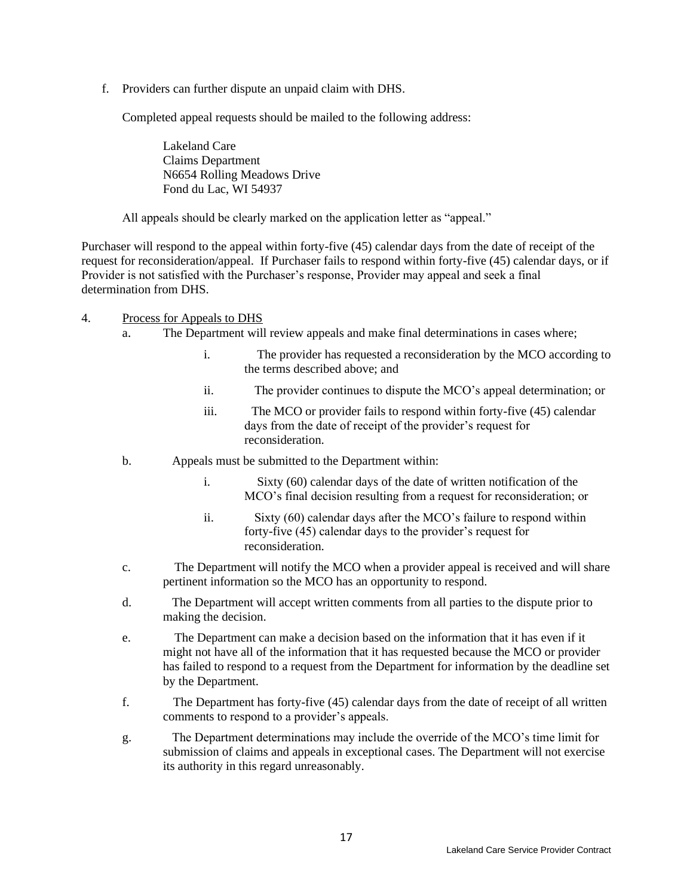f. Providers can further dispute an unpaid claim with DHS.

Completed appeal requests should be mailed to the following address:

Lakeland Care
Claims Department
N6654 Rolling Meadows Drive
Fond du Lac, WI 54937

All appeals should be clearly marked on the application letter as "appeal."

Purchaser will respond to the appeal within forty-five (45) calendar days from the date of receipt of the request for reconsideration/appeal. If Purchaser fails to respond within forty-five (45) calendar days, or if Provider is not satisfied with the Purchaser's response, Provider may appeal and seek a final determination from DHS.

4. Process for Appeals to DHS

a. The Department will review appeals and make final determinations in cases where;

   i. The provider has requested a reconsideration by the MCO according to the terms described above; and

   ii. The provider continues to dispute the MCO's appeal determination; or

   iii. The MCO or provider fails to respond within forty-five (45) calendar days from the date of receipt of the provider's request for reconsideration.

b. Appeals must be submitted to the Department within:

   i. Sixty (60) calendar days of the date of written notification of the MCO's final decision resulting from a request for reconsideration; or

   ii. Sixty (60) calendar days after the MCO's failure to respond within forty-five (45) calendar days to the provider's request for reconsideration.

c. The Department will notify the MCO when a provider appeal is received and will share pertinent information so the MCO has an opportunity to respond.

d. The Department will accept written comments from all parties to the dispute prior to making the decision.

e. The Department can make a decision based on the information that it has even if it might not have all of the information that it has requested because the MCO or provider has failed to respond to a request from the Department for information by the deadline set by the Department.

f. The Department has forty-five (45) calendar days from the date of receipt of all written comments to respond to a provider's appeals.

g. The Department determinations may include the override of the MCO's time limit for submission of claims and appeals in exceptional cases. The Department will not exercise its authority in this regard unreasonably.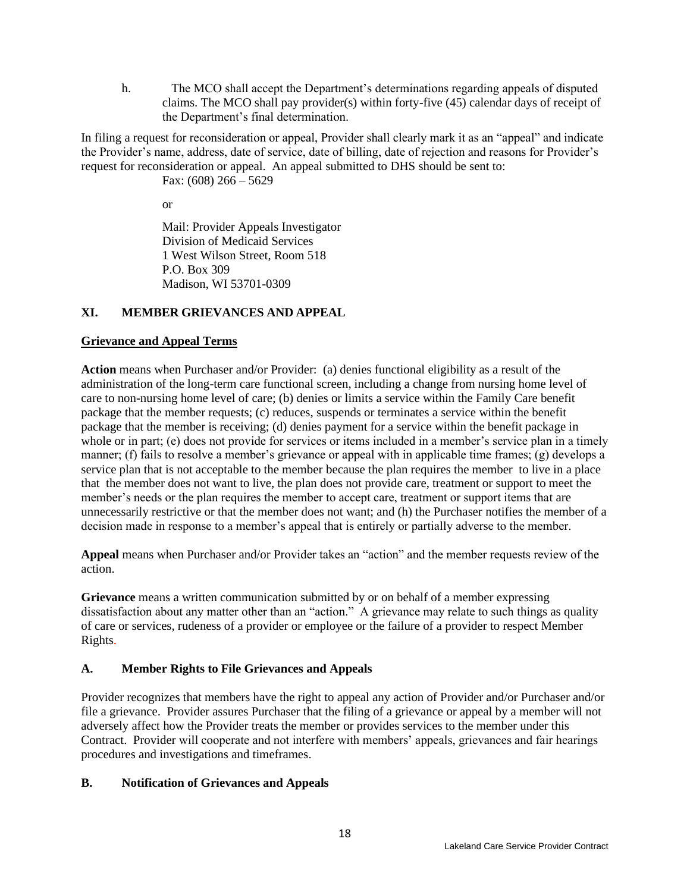h. The MCO shall accept the Department's determinations regarding appeals of disputed claims. The MCO shall pay provider(s) within forty-five (45) calendar days of receipt of the Department's final determination.

In filing a request for reconsideration or appeal, Provider shall clearly mark it as an "appeal" and indicate the Provider's name, address, date of service, date of billing, date of rejection and reasons for Provider's request for reconsideration or appeal. An appeal submitted to DHS should be sent to:

Fax: (608) 266 – 5629

or

Mail: Provider Appeals Investigator
Division of Medicaid Services
1 West Wilson Street, Room 518
P.O. Box 309
Madison, WI 53701-0309

## XI. MEMBER GRIEVANCES AND APPEAL

**Grievance and Appeal Terms**

**Action** means when Purchaser and/or Provider: (a) denies functional eligibility as a result of the administration of the long-term care functional screen, including a change from nursing home level of care to non-nursing home level of care; (b) denies or limits a service within the Family Care benefit package that the member requests; (c) reduces, suspends or terminates a service within the benefit package that the member is receiving; (d) denies payment for a service within the benefit package in whole or in part; (e) does not provide for services or items included in a member's service plan in a timely manner; (f) fails to resolve a member's grievance or appeal with in applicable time frames; (g) develops a service plan that is not acceptable to the member because the plan requires the member to live in a place that the member does not want to live, the plan does not provide care, treatment or support to meet the member's needs or the plan requires the member to accept care, treatment or support items that are unnecessarily restrictive or that the member does not want; and (h) the Purchaser notifies the member of a decision made in response to a member's appeal that is entirely or partially adverse to the member.

**Appeal** means when Purchaser and/or Provider takes an "action" and the member requests review of the action.

**Grievance** means a written communication submitted by or on behalf of a member expressing dissatisfaction about any matter other than an "action." A grievance may relate to such things as quality of care or services, rudeness of a provider or employee or the failure of a provider to respect Member Rights.

### A. Member Rights to File Grievances and Appeals

Provider recognizes that members have the right to appeal any action of Provider and/or Purchaser and/or file a grievance. Provider assures Purchaser that the filing of a grievance or appeal by a member will not adversely affect how the Provider treats the member or provides services to the member under this Contract. Provider will cooperate and not interfere with members' appeals, grievances and fair hearings procedures and investigations and timeframes.

### B. Notification of Grievances and Appeals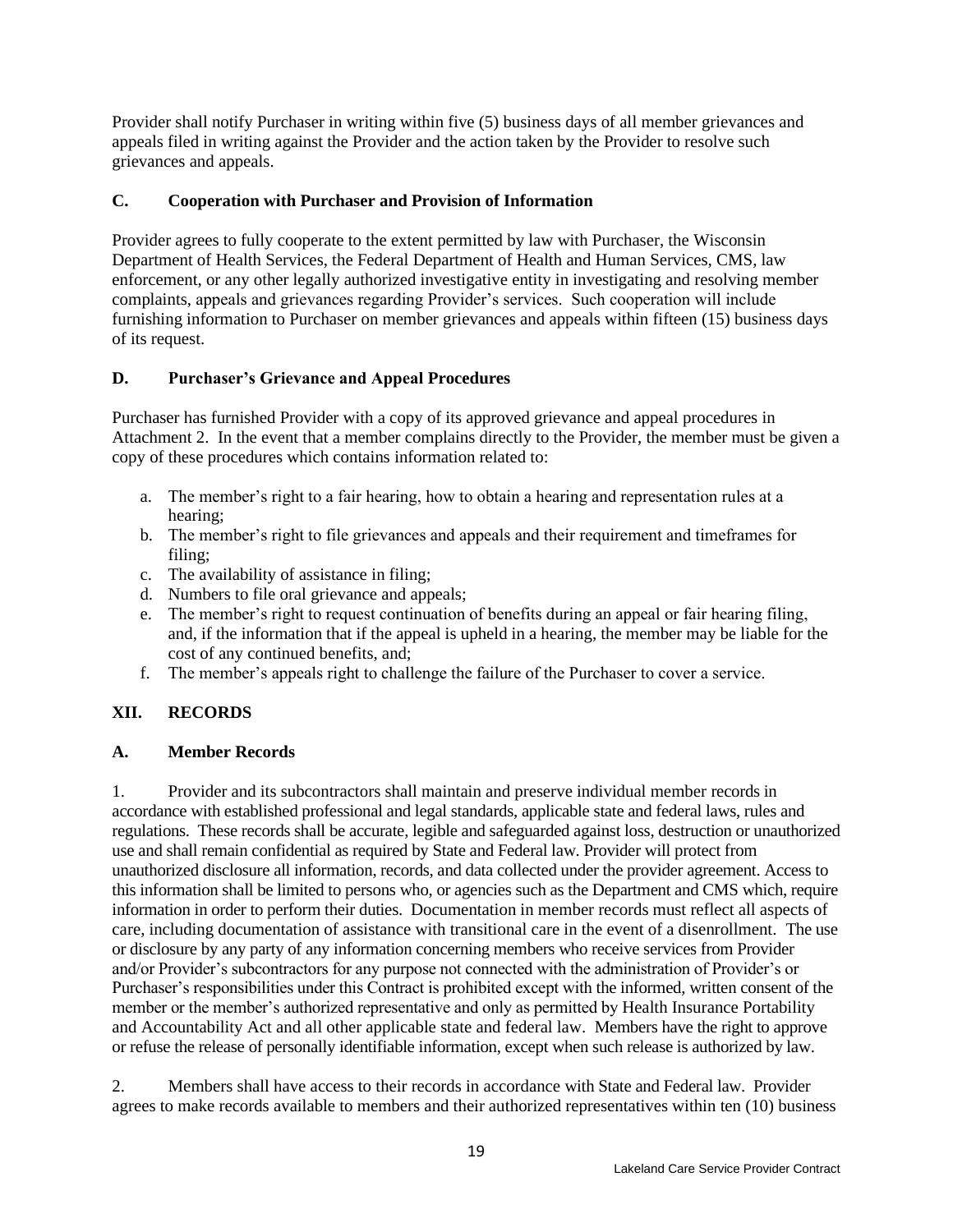Provider shall notify Purchaser in writing within five (5) business days of all member grievances and appeals filed in writing against the Provider and the action taken by the Provider to resolve such grievances and appeals.

### C. Cooperation with Purchaser and Provision of Information

Provider agrees to fully cooperate to the extent permitted by law with Purchaser, the Wisconsin Department of Health Services, the Federal Department of Health and Human Services, CMS, law enforcement, or any other legally authorized investigative entity in investigating and resolving member complaints, appeals and grievances regarding Provider's services. Such cooperation will include furnishing information to Purchaser on member grievances and appeals within fifteen (15) business days of its request.

### D. Purchaser's Grievance and Appeal Procedures

Purchaser has furnished Provider with a copy of its approved grievance and appeal procedures in Attachment 2. In the event that a member complains directly to the Provider, the member must be given a copy of these procedures which contains information related to:

a. The member's right to a fair hearing, how to obtain a hearing and representation rules at a hearing;
b. The member's right to file grievances and appeals and their requirement and timeframes for filing;
c. The availability of assistance in filing;
d. Numbers to file oral grievance and appeals;
e. The member's right to request continuation of benefits during an appeal or fair hearing filing, and, if the information that if the appeal is upheld in a hearing, the member may be liable for the cost of any continued benefits, and;
f. The member's appeals right to challenge the failure of the Purchaser to cover a service.

## XII. RECORDS

### A. Member Records

1. Provider and its subcontractors shall maintain and preserve individual member records in accordance with established professional and legal standards, applicable state and federal laws, rules and regulations. These records shall be accurate, legible and safeguarded against loss, destruction or unauthorized use and shall remain confidential as required by State and Federal law. Provider will protect from unauthorized disclosure all information, records, and data collected under the provider agreement. Access to this information shall be limited to persons who, or agencies such as the Department and CMS which, require information in order to perform their duties. Documentation in member records must reflect all aspects of care, including documentation of assistance with transitional care in the event of a disenrollment. The use or disclosure by any party of any information concerning members who receive services from Provider and/or Provider's subcontractors for any purpose not connected with the administration of Provider's or Purchaser's responsibilities under this Contract is prohibited except with the informed, written consent of the member or the member's authorized representative and only as permitted by Health Insurance Portability and Accountability Act and all other applicable state and federal law. Members have the right to approve or refuse the release of personally identifiable information, except when such release is authorized by law.

2. Members shall have access to their records in accordance with State and Federal law. Provider agrees to make records available to members and their authorized representatives within ten (10) business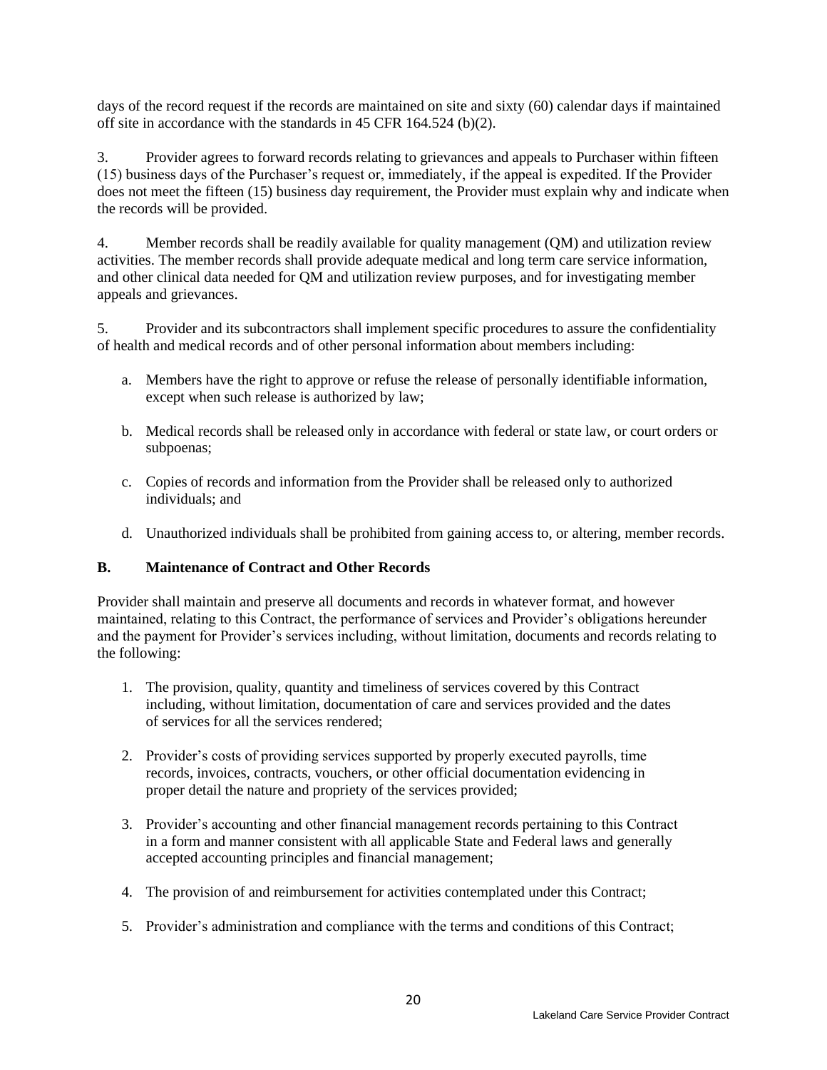days of the record request if the records are maintained on site and sixty (60) calendar days if maintained off site in accordance with the standards in 45 CFR 164.524 (b)(2).

3. Provider agrees to forward records relating to grievances and appeals to Purchaser within fifteen (15) business days of the Purchaser's request or, immediately, if the appeal is expedited. If the Provider does not meet the fifteen (15) business day requirement, the Provider must explain why and indicate when the records will be provided.

4. Member records shall be readily available for quality management (QM) and utilization review activities. The member records shall provide adequate medical and long term care service information, and other clinical data needed for QM and utilization review purposes, and for investigating member appeals and grievances.

5. Provider and its subcontractors shall implement specific procedures to assure the confidentiality of health and medical records and of other personal information about members including:

   a. Members have the right to approve or refuse the release of personally identifiable information, except when such release is authorized by law;

   b. Medical records shall be released only in accordance with federal or state law, or court orders or subpoenas;

   c. Copies of records and information from the Provider shall be released only to authorized individuals; and

   d. Unauthorized individuals shall be prohibited from gaining access to, or altering, member records.

### B. Maintenance of Contract and Other Records

Provider shall maintain and preserve all documents and records in whatever format, and however maintained, relating to this Contract, the performance of services and Provider's obligations hereunder and the payment for Provider's services including, without limitation, documents and records relating to the following:

1. The provision, quality, quantity and timeliness of services covered by this Contract including, without limitation, documentation of care and services provided and the dates of services for all the services rendered;

2. Provider's costs of providing services supported by properly executed payrolls, time records, invoices, contracts, vouchers, or other official documentation evidencing in proper detail the nature and propriety of the services provided;

3. Provider's accounting and other financial management records pertaining to this Contract in a form and manner consistent with all applicable State and Federal laws and generally accepted accounting principles and financial management;

4. The provision of and reimbursement for activities contemplated under this Contract;

5. Provider's administration and compliance with the terms and conditions of this Contract;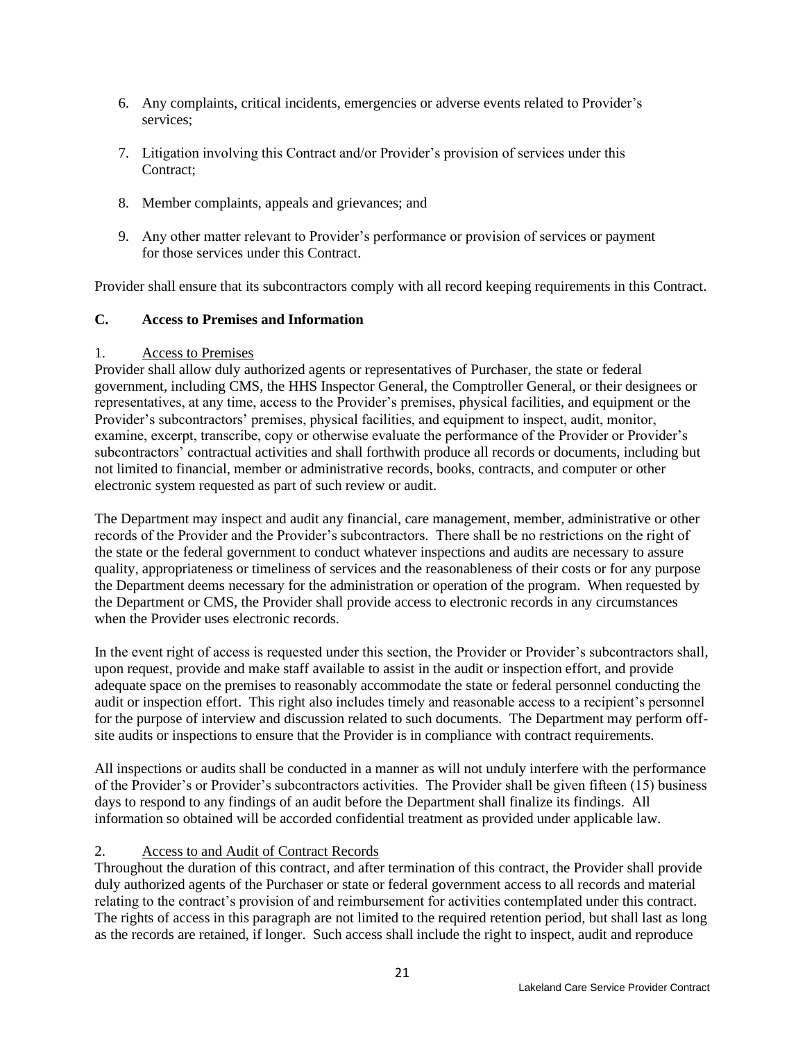6. Any complaints, critical incidents, emergencies or adverse events related to Provider's services;

7. Litigation involving this Contract and/or Provider's provision of services under this Contract;

8. Member complaints, appeals and grievances; and

9. Any other matter relevant to Provider's performance or provision of services or payment for those services under this Contract.

Provider shall ensure that its subcontractors comply with all record keeping requirements in this Contract.

### C. Access to Premises and Information

1. Access to Premises

Provider shall allow duly authorized agents or representatives of Purchaser, the state or federal government, including CMS, the HHS Inspector General, the Comptroller General, or their designees or representatives, at any time, access to the Provider's premises, physical facilities, and equipment or the Provider's subcontractors' premises, physical facilities, and equipment to inspect, audit, monitor, examine, excerpt, transcribe, copy or otherwise evaluate the performance of the Provider or Provider's subcontractors' contractual activities and shall forthwith produce all records or documents, including but not limited to financial, member or administrative records, books, contracts, and computer or other electronic system requested as part of such review or audit.

The Department may inspect and audit any financial, care management, member, administrative or other records of the Provider and the Provider's subcontractors. There shall be no restrictions on the right of the state or the federal government to conduct whatever inspections and audits are necessary to assure quality, appropriateness or timeliness of services and the reasonableness of their costs or for any purpose the Department deems necessary for the administration or operation of the program. When requested by the Department or CMS, the Provider shall provide access to electronic records in any circumstances when the Provider uses electronic records.

In the event right of access is requested under this section, the Provider or Provider's subcontractors shall, upon request, provide and make staff available to assist in the audit or inspection effort, and provide adequate space on the premises to reasonably accommodate the state or federal personnel conducting the audit or inspection effort. This right also includes timely and reasonable access to a recipient's personnel for the purpose of interview and discussion related to such documents. The Department may perform off-site audits or inspections to ensure that the Provider is in compliance with contract requirements.

All inspections or audits shall be conducted in a manner as will not unduly interfere with the performance of the Provider's or Provider's subcontractors activities. The Provider shall be given fifteen (15) business days to respond to any findings of an audit before the Department shall finalize its findings. All information so obtained will be accorded confidential treatment as provided under applicable law.

2. Access to and Audit of Contract Records

Throughout the duration of this contract, and after termination of this contract, the Provider shall provide duly authorized agents of the Purchaser or state or federal government access to all records and material relating to the contract's provision of and reimbursement for activities contemplated under this contract. The rights of access in this paragraph are not limited to the required retention period, but shall last as long as the records are retained, if longer. Such access shall include the right to inspect, audit and reproduce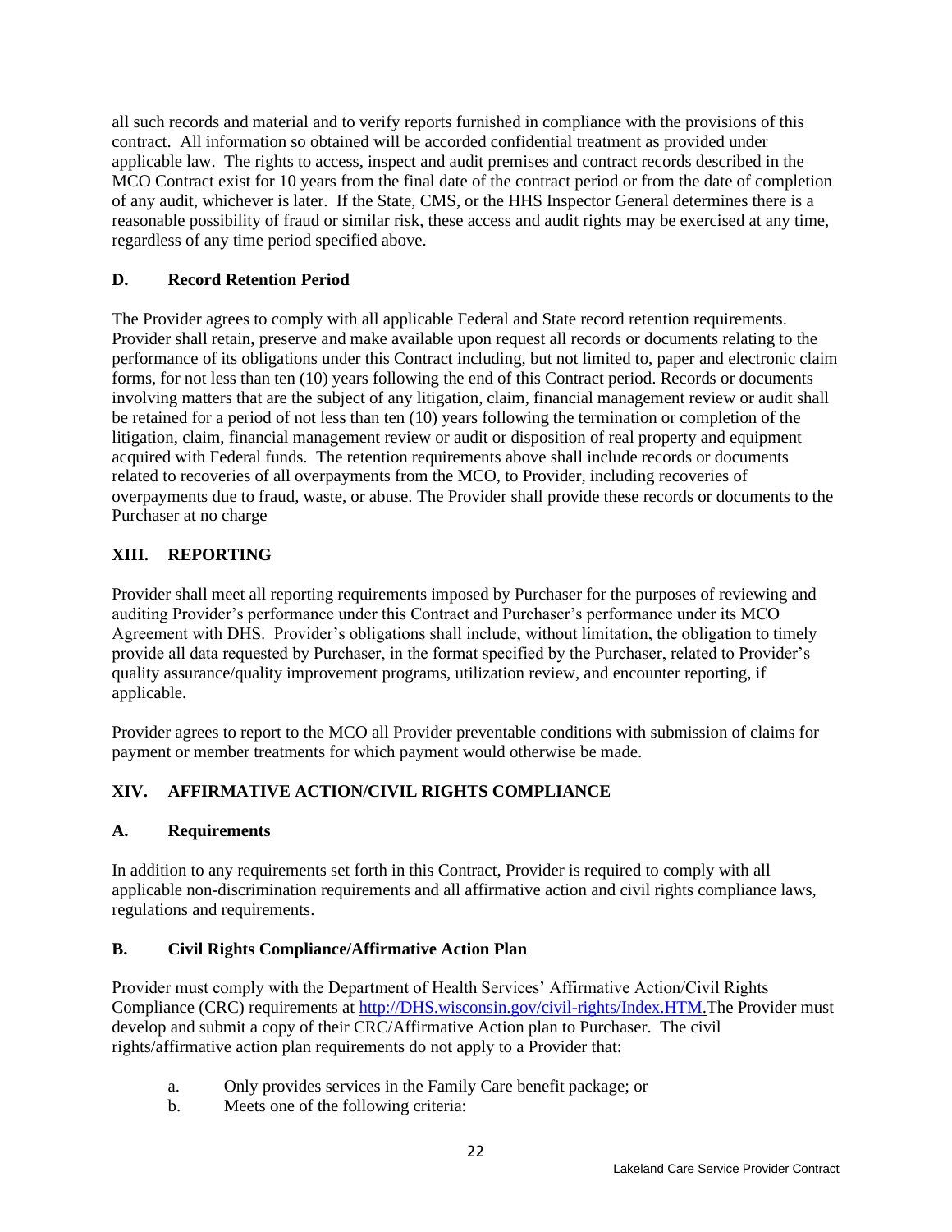all such records and material and to verify reports furnished in compliance with the provisions of this contract. All information so obtained will be accorded confidential treatment as provided under applicable law. The rights to access, inspect and audit premises and contract records described in the MCO Contract exist for 10 years from the final date of the contract period or from the date of completion of any audit, whichever is later. If the State, CMS, or the HHS Inspector General determines there is a reasonable possibility of fraud or similar risk, these access and audit rights may be exercised at any time, regardless of any time period specified above.

### D. Record Retention Period

The Provider agrees to comply with all applicable Federal and State record retention requirements. Provider shall retain, preserve and make available upon request all records or documents relating to the performance of its obligations under this Contract including, but not limited to, paper and electronic claim forms, for not less than ten (10) years following the end of this Contract period. Records or documents involving matters that are the subject of any litigation, claim, financial management review or audit shall be retained for a period of not less than ten (10) years following the termination or completion of the litigation, claim, financial management review or audit or disposition of real property and equipment acquired with Federal funds. The retention requirements above shall include records or documents related to recoveries of all overpayments from the MCO, to Provider, including recoveries of overpayments due to fraud, waste, or abuse. The Provider shall provide these records or documents to the Purchaser at no charge

## XIII. REPORTING

Provider shall meet all reporting requirements imposed by Purchaser for the purposes of reviewing and auditing Provider's performance under this Contract and Purchaser's performance under its MCO Agreement with DHS. Provider's obligations shall include, without limitation, the obligation to timely provide all data requested by Purchaser, in the format specified by the Purchaser, related to Provider's quality assurance/quality improvement programs, utilization review, and encounter reporting, if applicable.

Provider agrees to report to the MCO all Provider preventable conditions with submission of claims for payment or member treatments for which payment would otherwise be made.

## XIV. AFFIRMATIVE ACTION/CIVIL RIGHTS COMPLIANCE

### A. Requirements

In addition to any requirements set forth in this Contract, Provider is required to comply with all applicable non-discrimination requirements and all affirmative action and civil rights compliance laws, regulations and requirements.

### B. Civil Rights Compliance/Affirmative Action Plan

Provider must comply with the Department of Health Services' Affirmative Action/Civil Rights Compliance (CRC) requirements at [http://DHS.wisconsin.gov/civil-rights/Index.HTM.](http://DHS.wisconsin.gov/civil-rights/Index.HTM)The Provider must develop and submit a copy of their CRC/Affirmative Action plan to Purchaser. The civil rights/affirmative action plan requirements do not apply to a Provider that:

a. Only provides services in the Family Care benefit package; or
b. Meets one of the following criteria: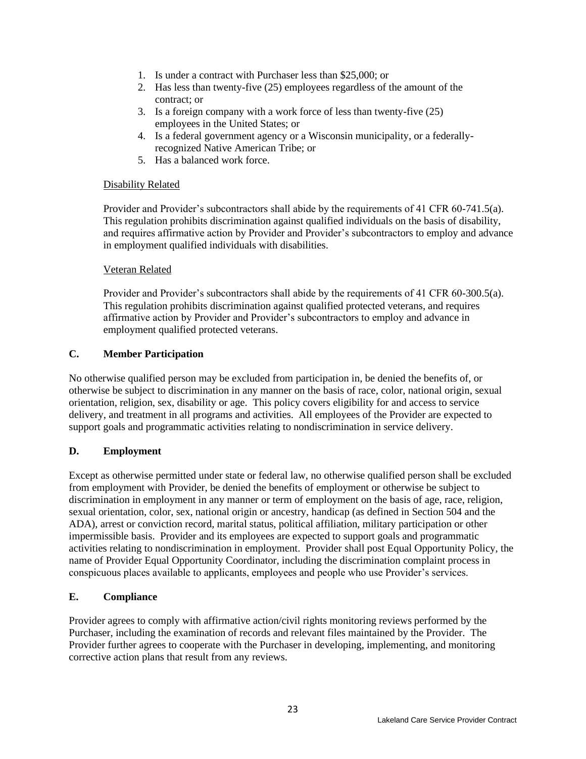1. Is under a contract with Purchaser less than $25,000; or
2. Has less than twenty-five (25) employees regardless of the amount of the contract; or
3. Is a foreign company with a work force of less than twenty-five (25) employees in the United States; or
4. Is a federal government agency or a Wisconsin municipality, or a federally-recognized Native American Tribe; or
5. Has a balanced work force.

Disability Related

Provider and Provider's subcontractors shall abide by the requirements of 41 CFR 60-741.5(a). This regulation prohibits discrimination against qualified individuals on the basis of disability, and requires affirmative action by Provider and Provider's subcontractors to employ and advance in employment qualified individuals with disabilities.

Veteran Related

Provider and Provider's subcontractors shall abide by the requirements of 41 CFR 60-300.5(a). This regulation prohibits discrimination against qualified protected veterans, and requires affirmative action by Provider and Provider's subcontractors to employ and advance in employment qualified protected veterans.

### C. Member Participation

No otherwise qualified person may be excluded from participation in, be denied the benefits of, or otherwise be subject to discrimination in any manner on the basis of race, color, national origin, sexual orientation, religion, sex, disability or age. This policy covers eligibility for and access to service delivery, and treatment in all programs and activities. All employees of the Provider are expected to support goals and programmatic activities relating to nondiscrimination in service delivery.

### D. Employment

Except as otherwise permitted under state or federal law, no otherwise qualified person shall be excluded from employment with Provider, be denied the benefits of employment or otherwise be subject to discrimination in employment in any manner or term of employment on the basis of age, race, religion, sexual orientation, color, sex, national origin or ancestry, handicap (as defined in Section 504 and the ADA), arrest or conviction record, marital status, political affiliation, military participation or other impermissible basis. Provider and its employees are expected to support goals and programmatic activities relating to nondiscrimination in employment. Provider shall post Equal Opportunity Policy, the name of Provider Equal Opportunity Coordinator, including the discrimination complaint process in conspicuous places available to applicants, employees and people who use Provider's services.

### E. Compliance

Provider agrees to comply with affirmative action/civil rights monitoring reviews performed by the Purchaser, including the examination of records and relevant files maintained by the Provider. The Provider further agrees to cooperate with the Purchaser in developing, implementing, and monitoring corrective action plans that result from any reviews.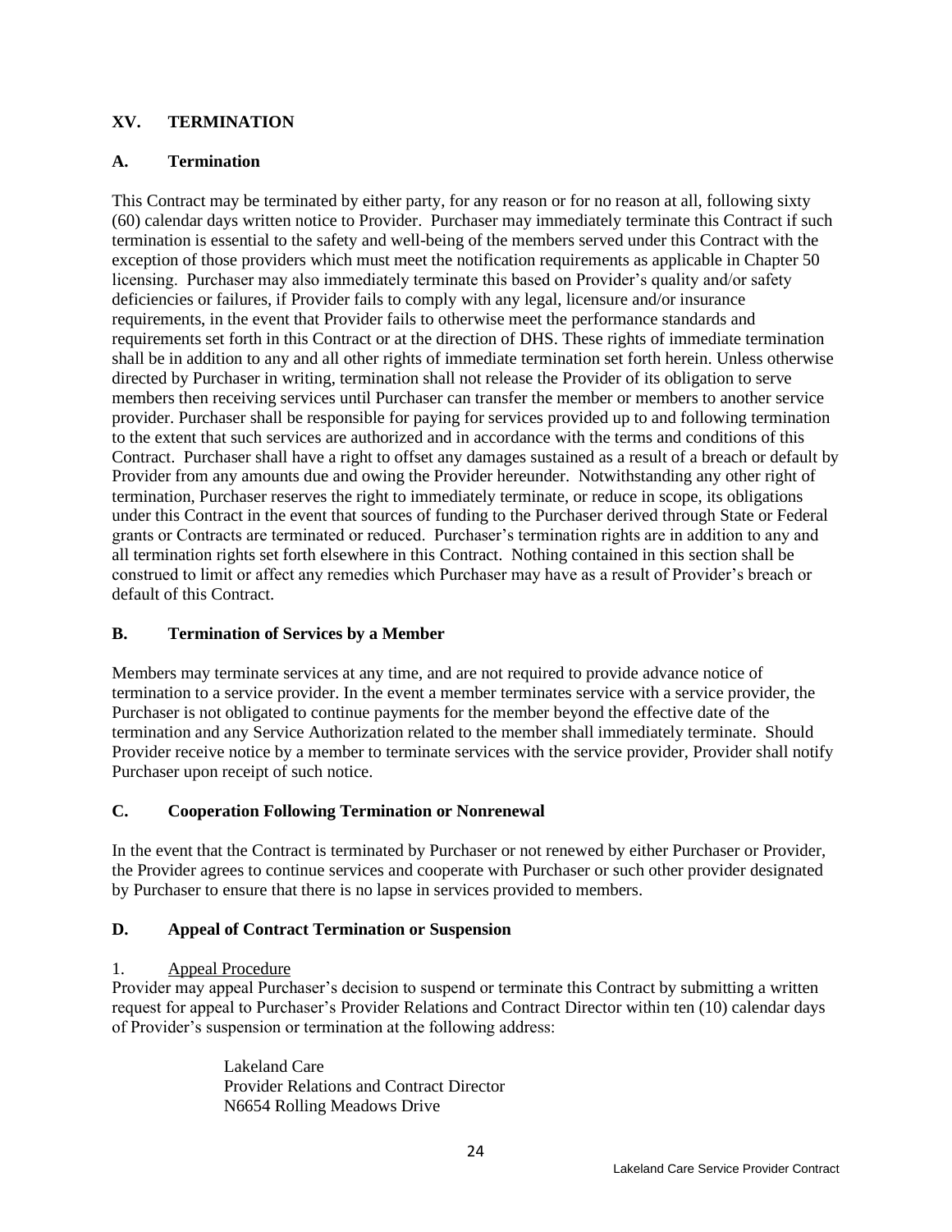## XV. TERMINATION

### A. Termination

This Contract may be terminated by either party, for any reason or for no reason at all, following sixty (60) calendar days written notice to Provider. Purchaser may immediately terminate this Contract if such termination is essential to the safety and well-being of the members served under this Contract with the exception of those providers which must meet the notification requirements as applicable in Chapter 50 licensing. Purchaser may also immediately terminate this based on Provider's quality and/or safety deficiencies or failures, if Provider fails to comply with any legal, licensure and/or insurance requirements, in the event that Provider fails to otherwise meet the performance standards and requirements set forth in this Contract or at the direction of DHS. These rights of immediate termination shall be in addition to any and all other rights of immediate termination set forth herein. Unless otherwise directed by Purchaser in writing, termination shall not release the Provider of its obligation to serve members then receiving services until Purchaser can transfer the member or members to another service provider. Purchaser shall be responsible for paying for services provided up to and following termination to the extent that such services are authorized and in accordance with the terms and conditions of this Contract. Purchaser shall have a right to offset any damages sustained as a result of a breach or default by Provider from any amounts due and owing the Provider hereunder. Notwithstanding any other right of termination, Purchaser reserves the right to immediately terminate, or reduce in scope, its obligations under this Contract in the event that sources of funding to the Purchaser derived through State or Federal grants or Contracts are terminated or reduced. Purchaser's termination rights are in addition to any and all termination rights set forth elsewhere in this Contract. Nothing contained in this section shall be construed to limit or affect any remedies which Purchaser may have as a result of Provider's breach or default of this Contract.

### B. Termination of Services by a Member

Members may terminate services at any time, and are not required to provide advance notice of termination to a service provider. In the event a member terminates service with a service provider, the Purchaser is not obligated to continue payments for the member beyond the effective date of the termination and any Service Authorization related to the member shall immediately terminate. Should Provider receive notice by a member to terminate services with the service provider, Provider shall notify Purchaser upon receipt of such notice.

### C. Cooperation Following Termination or Nonrenewal

In the event that the Contract is terminated by Purchaser or not renewed by either Purchaser or Provider, the Provider agrees to continue services and cooperate with Purchaser or such other provider designated by Purchaser to ensure that there is no lapse in services provided to members.

### D. Appeal of Contract Termination or Suspension

1. Appeal Procedure

Provider may appeal Purchaser's decision to suspend or terminate this Contract by submitting a written request for appeal to Purchaser's Provider Relations and Contract Director within ten (10) calendar days of Provider's suspension or termination at the following address:

Lakeland Care
Provider Relations and Contract Director
N6654 Rolling Meadows Drive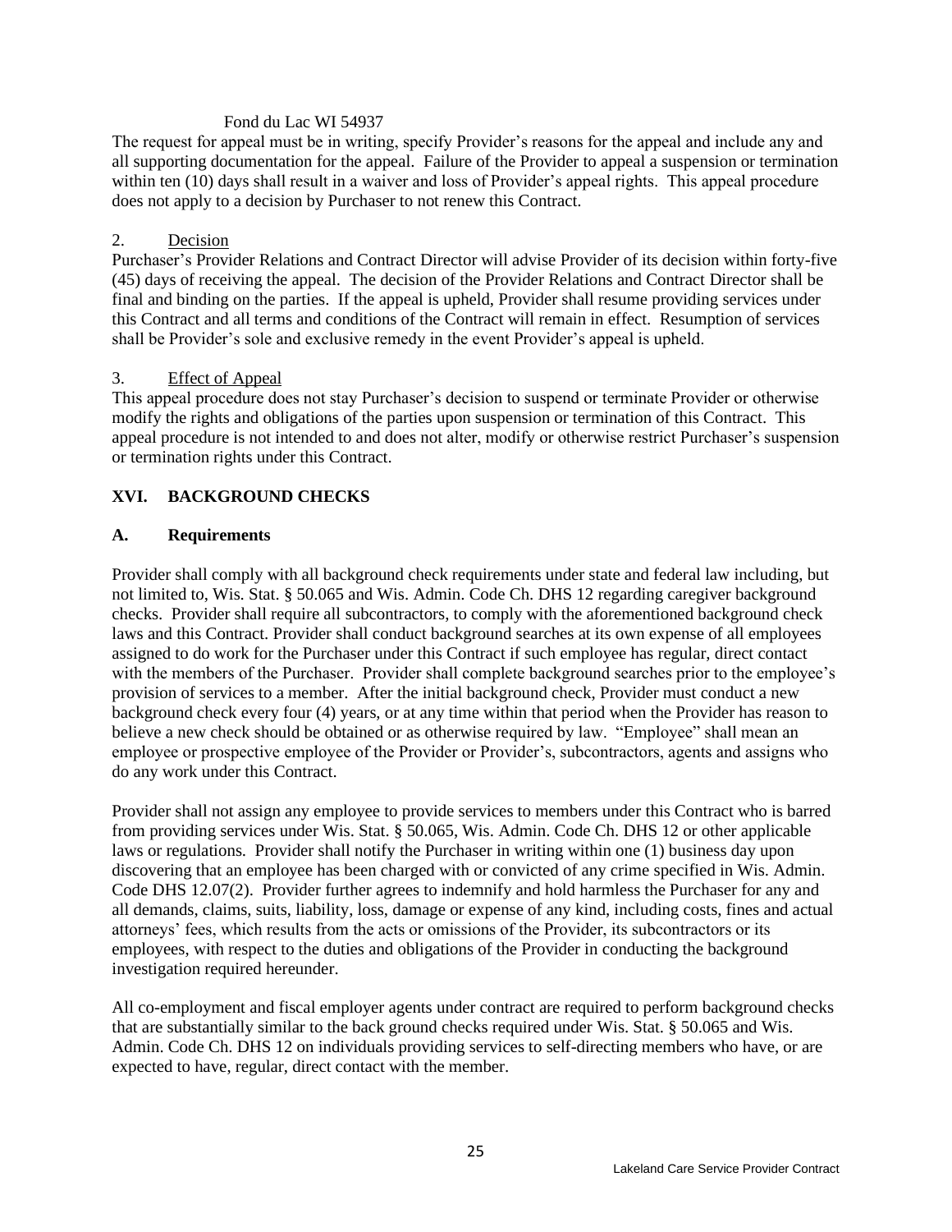Fond du Lac WI 54937

The request for appeal must be in writing, specify Provider's reasons for the appeal and include any and all supporting documentation for the appeal. Failure of the Provider to appeal a suspension or termination within ten (10) days shall result in a waiver and loss of Provider's appeal rights. This appeal procedure does not apply to a decision by Purchaser to not renew this Contract.

2. Decision

Purchaser's Provider Relations and Contract Director will advise Provider of its decision within forty-five (45) days of receiving the appeal. The decision of the Provider Relations and Contract Director shall be final and binding on the parties. If the appeal is upheld, Provider shall resume providing services under this Contract and all terms and conditions of the Contract will remain in effect. Resumption of services shall be Provider's sole and exclusive remedy in the event Provider's appeal is upheld.

3. Effect of Appeal

This appeal procedure does not stay Purchaser's decision to suspend or terminate Provider or otherwise modify the rights and obligations of the parties upon suspension or termination of this Contract. This appeal procedure is not intended to and does not alter, modify or otherwise restrict Purchaser's suspension or termination rights under this Contract.

## XVI. BACKGROUND CHECKS

### A. Requirements

Provider shall comply with all background check requirements under state and federal law including, but not limited to, Wis. Stat. § 50.065 and Wis. Admin. Code Ch. DHS 12 regarding caregiver background checks. Provider shall require all subcontractors, to comply with the aforementioned background check laws and this Contract. Provider shall conduct background searches at its own expense of all employees assigned to do work for the Purchaser under this Contract if such employee has regular, direct contact with the members of the Purchaser. Provider shall complete background searches prior to the employee's provision of services to a member. After the initial background check, Provider must conduct a new background check every four (4) years, or at any time within that period when the Provider has reason to believe a new check should be obtained or as otherwise required by law. "Employee" shall mean an employee or prospective employee of the Provider or Provider's, subcontractors, agents and assigns who do any work under this Contract.

Provider shall not assign any employee to provide services to members under this Contract who is barred from providing services under Wis. Stat. § 50.065, Wis. Admin. Code Ch. DHS 12 or other applicable laws or regulations. Provider shall notify the Purchaser in writing within one (1) business day upon discovering that an employee has been charged with or convicted of any crime specified in Wis. Admin. Code DHS 12.07(2). Provider further agrees to indemnify and hold harmless the Purchaser for any and all demands, claims, suits, liability, loss, damage or expense of any kind, including costs, fines and actual attorneys' fees, which results from the acts or omissions of the Provider, its subcontractors or its employees, with respect to the duties and obligations of the Provider in conducting the background investigation required hereunder.

All co-employment and fiscal employer agents under contract are required to perform background checks that are substantially similar to the back ground checks required under Wis. Stat. § 50.065 and Wis. Admin. Code Ch. DHS 12 on individuals providing services to self-directing members who have, or are expected to have, regular, direct contact with the member.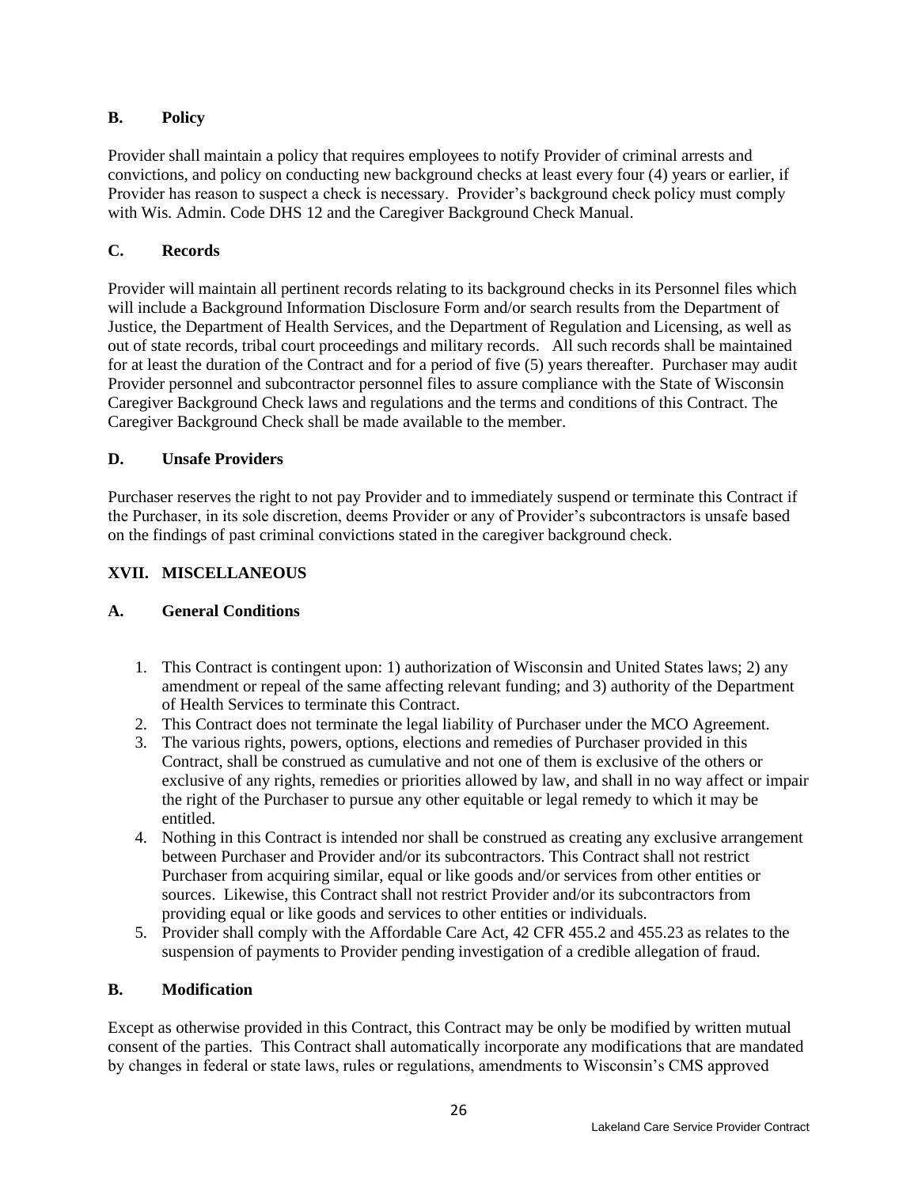### B. Policy

Provider shall maintain a policy that requires employees to notify Provider of criminal arrests and convictions, and policy on conducting new background checks at least every four (4) years or earlier, if Provider has reason to suspect a check is necessary. Provider's background check policy must comply with Wis. Admin. Code DHS 12 and the Caregiver Background Check Manual.

### C. Records

Provider will maintain all pertinent records relating to its background checks in its Personnel files which will include a Background Information Disclosure Form and/or search results from the Department of Justice, the Department of Health Services, and the Department of Regulation and Licensing, as well as out of state records, tribal court proceedings and military records. All such records shall be maintained for at least the duration of the Contract and for a period of five (5) years thereafter. Purchaser may audit Provider personnel and subcontractor personnel files to assure compliance with the State of Wisconsin Caregiver Background Check laws and regulations and the terms and conditions of this Contract. The Caregiver Background Check shall be made available to the member.

### D. Unsafe Providers

Purchaser reserves the right to not pay Provider and to immediately suspend or terminate this Contract if the Purchaser, in its sole discretion, deems Provider or any of Provider's subcontractors is unsafe based on the findings of past criminal convictions stated in the caregiver background check.

## XVII. MISCELLANEOUS

### A. General Conditions

1. This Contract is contingent upon: 1) authorization of Wisconsin and United States laws; 2) any amendment or repeal of the same affecting relevant funding; and 3) authority of the Department of Health Services to terminate this Contract.
2. This Contract does not terminate the legal liability of Purchaser under the MCO Agreement.
3. The various rights, powers, options, elections and remedies of Purchaser provided in this Contract, shall be construed as cumulative and not one of them is exclusive of the others or exclusive of any rights, remedies or priorities allowed by law, and shall in no way affect or impair the right of the Purchaser to pursue any other equitable or legal remedy to which it may be entitled.
4. Nothing in this Contract is intended nor shall be construed as creating any exclusive arrangement between Purchaser and Provider and/or its subcontractors. This Contract shall not restrict Purchaser from acquiring similar, equal or like goods and/or services from other entities or sources. Likewise, this Contract shall not restrict Provider and/or its subcontractors from providing equal or like goods and services to other entities or individuals.
5. Provider shall comply with the Affordable Care Act, 42 CFR 455.2 and 455.23 as relates to the suspension of payments to Provider pending investigation of a credible allegation of fraud.

### B. Modification

Except as otherwise provided in this Contract, this Contract may be only be modified by written mutual consent of the parties. This Contract shall automatically incorporate any modifications that are mandated by changes in federal or state laws, rules or regulations, amendments to Wisconsin's CMS approved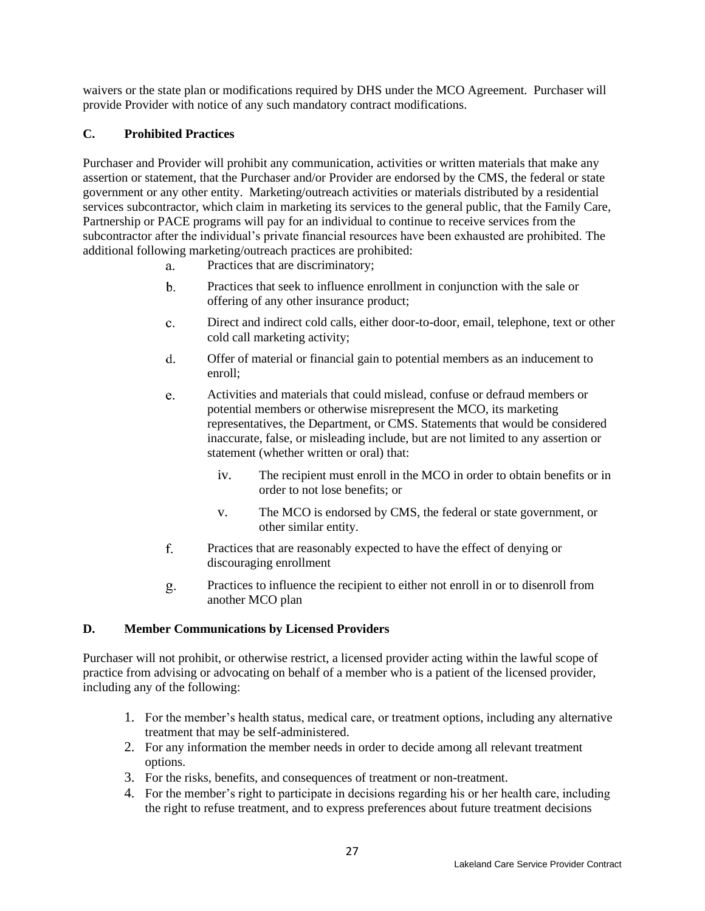waivers or the state plan or modifications required by DHS under the MCO Agreement. Purchaser will provide Provider with notice of any such mandatory contract modifications.

### C. Prohibited Practices

Purchaser and Provider will prohibit any communication, activities or written materials that make any assertion or statement, that the Purchaser and/or Provider are endorsed by the CMS, the federal or state government or any other entity. Marketing/outreach activities or materials distributed by a residential services subcontractor, which claim in marketing its services to the general public, that the Family Care, Partnership or PACE programs will pay for an individual to continue to receive services from the subcontractor after the individual's private financial resources have been exhausted are prohibited. The additional following marketing/outreach practices are prohibited:

a. Practices that are discriminatory;

b. Practices that seek to influence enrollment in conjunction with the sale or offering of any other insurance product;

c. Direct and indirect cold calls, either door-to-door, email, telephone, text or other cold call marketing activity;

d. Offer of material or financial gain to potential members as an inducement to enroll;

e. Activities and materials that could mislead, confuse or defraud members or potential members or otherwise misrepresent the MCO, its marketing representatives, the Department, or CMS. Statements that would be considered inaccurate, false, or misleading include, but are not limited to any assertion or statement (whether written or oral) that:

   iv. The recipient must enroll in the MCO in order to obtain benefits or in order to not lose benefits; or

   v. The MCO is endorsed by CMS, the federal or state government, or other similar entity.

f. Practices that are reasonably expected to have the effect of denying or discouraging enrollment

g. Practices to influence the recipient to either not enroll in or to disenroll from another MCO plan

### D. Member Communications by Licensed Providers

Purchaser will not prohibit, or otherwise restrict, a licensed provider acting within the lawful scope of practice from advising or advocating on behalf of a member who is a patient of the licensed provider, including any of the following:

1. For the member's health status, medical care, or treatment options, including any alternative treatment that may be self-administered.
2. For any information the member needs in order to decide among all relevant treatment options.
3. For the risks, benefits, and consequences of treatment or non-treatment.
4. For the member's right to participate in decisions regarding his or her health care, including the right to refuse treatment, and to express preferences about future treatment decisions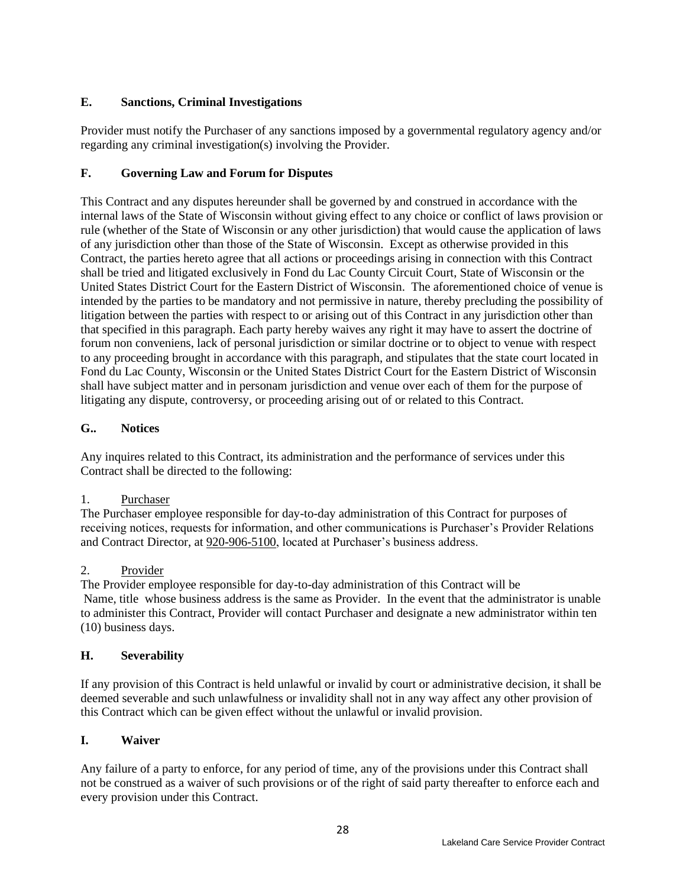## E. Sanctions, Criminal Investigations

Provider must notify the Purchaser of any sanctions imposed by a governmental regulatory agency and/or regarding any criminal investigation(s) involving the Provider.

## F. Governing Law and Forum for Disputes

This Contract and any disputes hereunder shall be governed by and construed in accordance with the internal laws of the State of Wisconsin without giving effect to any choice or conflict of laws provision or rule (whether of the State of Wisconsin or any other jurisdiction) that would cause the application of laws of any jurisdiction other than those of the State of Wisconsin. Except as otherwise provided in this Contract, the parties hereto agree that all actions or proceedings arising in connection with this Contract shall be tried and litigated exclusively in Fond du Lac County Circuit Court, State of Wisconsin or the United States District Court for the Eastern District of Wisconsin. The aforementioned choice of venue is intended by the parties to be mandatory and not permissive in nature, thereby precluding the possibility of litigation between the parties with respect to or arising out of this Contract in any jurisdiction other than that specified in this paragraph. Each party hereby waives any right it may have to assert the doctrine of forum non conveniens, lack of personal jurisdiction or similar doctrine or to object to venue with respect to any proceeding brought in accordance with this paragraph, and stipulates that the state court located in Fond du Lac County, Wisconsin or the United States District Court for the Eastern District of Wisconsin shall have subject matter and in personam jurisdiction and venue over each of them for the purpose of litigating any dispute, controversy, or proceeding arising out of or related to this Contract.

## G.. Notices

Any inquires related to this Contract, its administration and the performance of services under this Contract shall be directed to the following:

1. Purchaser

The Purchaser employee responsible for day-to-day administration of this Contract for purposes of receiving notices, requests for information, and other communications is Purchaser's Provider Relations and Contract Director, at 920-906-5100, located at Purchaser's business address.

2. Provider

The Provider employee responsible for day-to-day administration of this Contract will be Name, title whose business address is the same as Provider. In the event that the administrator is unable to administer this Contract, Provider will contact Purchaser and designate a new administrator within ten (10) business days.

## H. Severability

If any provision of this Contract is held unlawful or invalid by court or administrative decision, it shall be deemed severable and such unlawfulness or invalidity shall not in any way affect any other provision of this Contract which can be given effect without the unlawful or invalid provision.

## I. Waiver

Any failure of a party to enforce, for any period of time, any of the provisions under this Contract shall not be construed as a waiver of such provisions or of the right of said party thereafter to enforce each and every provision under this Contract.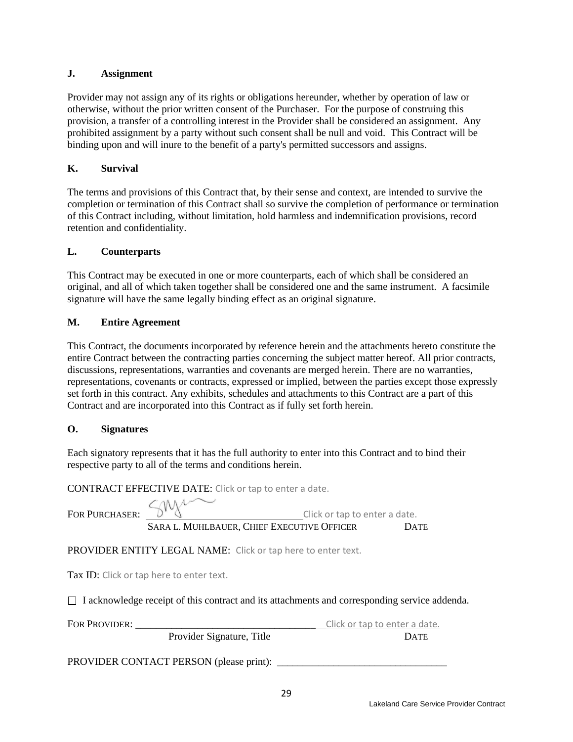### J. Assignment

Provider may not assign any of its rights or obligations hereunder, whether by operation of law or otherwise, without the prior written consent of the Purchaser. For the purpose of construing this provision, a transfer of a controlling interest in the Provider shall be considered an assignment. Any prohibited assignment by a party without such consent shall be null and void. This Contract will be binding upon and will inure to the benefit of a party's permitted successors and assigns.

### K. Survival

The terms and provisions of this Contract that, by their sense and context, are intended to survive the completion or termination of this Contract shall so survive the completion of performance or termination of this Contract including, without limitation, hold harmless and indemnification provisions, record retention and confidentiality.

### L. Counterparts

This Contract may be executed in one or more counterparts, each of which shall be considered an original, and all of which taken together shall be considered one and the same instrument. A facsimile signature will have the same legally binding effect as an original signature.

### M. Entire Agreement

This Contract, the documents incorporated by reference herein and the attachments hereto constitute the entire Contract between the contracting parties concerning the subject matter hereof. All prior contracts, discussions, representations, warranties and covenants are merged herein. There are no warranties, representations, covenants or contracts, expressed or implied, between the parties except those expressly set forth in this contract. Any exhibits, schedules and attachments to this Contract are a part of this Contract and are incorporated into this Contract as if fully set forth herein.

### O. Signatures

Each signatory represents that it has the full authority to enter into this Contract and to bind their respective party to all of the terms and conditions herein.

CONTRACT EFFECTIVE DATE: Click or tap to enter a date.

FOR PURCHASER: ______________________________ Click or tap to enter a date.
SARA L. MUHLBAUER, CHIEF EXECUTIVE OFFICER DATE

PROVIDER ENTITY LEGAL NAME: Click or tap here to enter text.

Tax ID: Click or tap here to enter text.

☐ I acknowledge receipt of this contract and its attachments and corresponding service addenda.

FOR PROVIDER: ______________________________ Click or tap to enter a date.
Provider Signature, Title DATE

PROVIDER CONTACT PERSON (please print): ______________________________

Lakeland Care Service Provider Contract